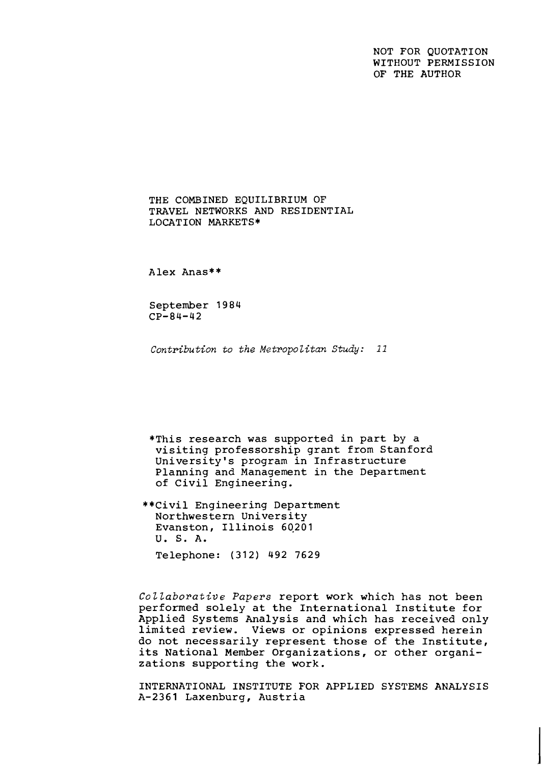NOT FOR QUOTATION
WITHOUT PERMISSION
OF THE AUTHOR

# THE COMBINED EQUILIBRIUM OF TRAVEL NETWORKS AND RESIDENTIAL LOCATION MARKETS*

Alex Anas**

September 1984
CP-84-42

*Contribution to the Metropolitan Study: 11*

*This research was supported in part by a visiting professorship grant from Stanford University's program in Infrastructure Planning and Management in the Department of Civil Engineering.

**Civil Engineering Department
Northwestern University
Evanston, Illinois 60201
U. S. A.

Telephone: (312) 492 7629

*Collaborative Papers* report work which has not been performed solely at the International Institute for Applied Systems Analysis and which has received only limited review. Views or opinions expressed herein do not necessarily represent those of the Institute, its National Member Organizations, or other organizations supporting the work.

INTERNATIONAL INSTITUTE FOR APPLIED SYSTEMS ANALYSIS
A-2361 Laxenburg, Austria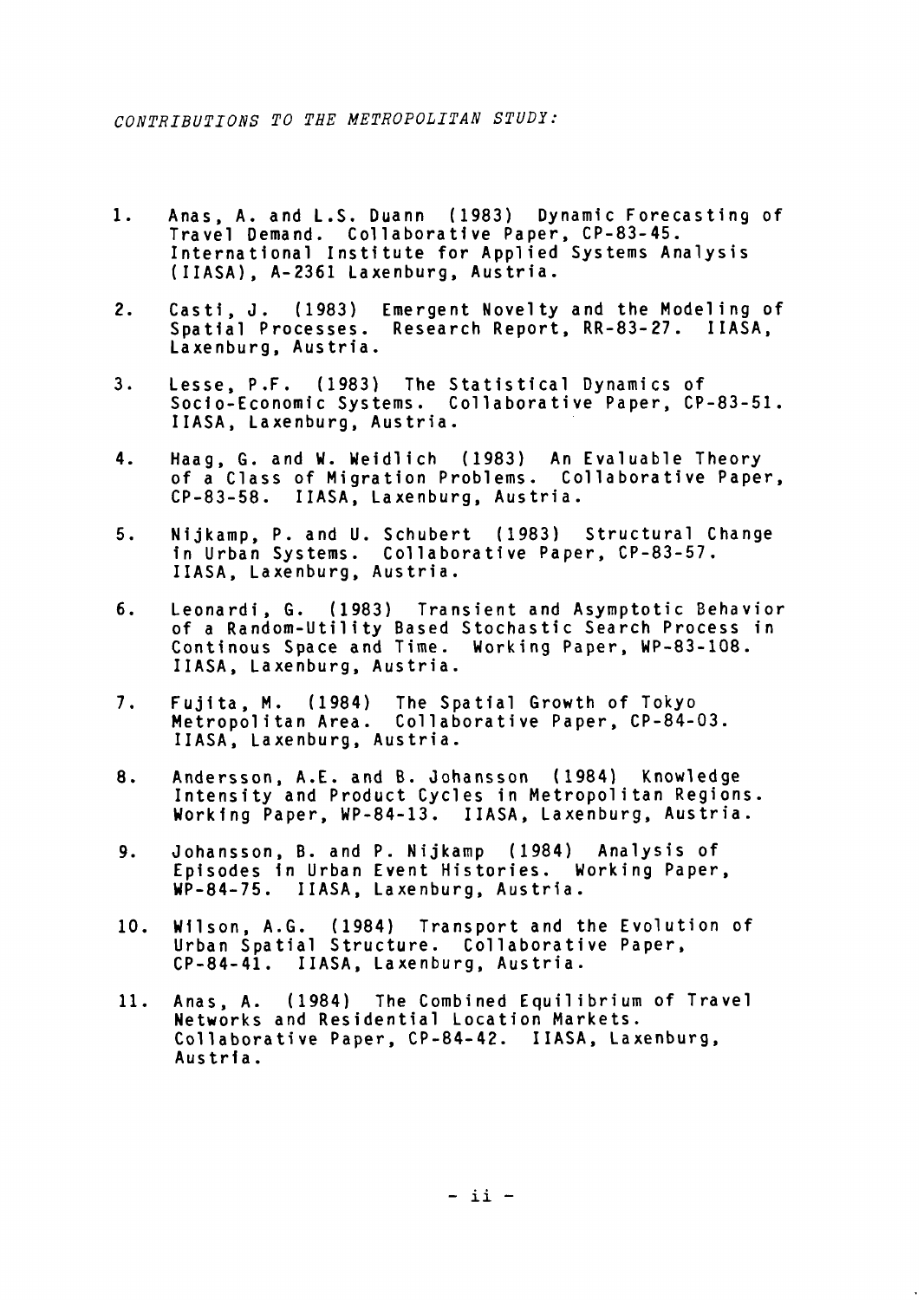*CONTRIBUTIONS TO THE METROPOLITAN STUDY:*

1. Anas, A. and L.S. Duann (1983) Dynamic Forecasting of Travel Demand. Collaborative Paper, CP-83-45. International Institute for Applied Systems Analysis (IIASA), A-2361 Laxenburg, Austria.

2. Casti, J. (1983) Emergent Novelty and the Modeling of Spatial Processes. Research Report, RR-83-27. IIASA, Laxenburg, Austria.

3. Lesse, P.F. (1983) The Statistical Dynamics of Socio-Economic Systems. Collaborative Paper, CP-83-51. IIASA, Laxenburg, Austria.

4. Haag, G. and W. Weidlich (1983) An Evaluable Theory of a Class of Migration Problems. Collaborative Paper, CP-83-58. IIASA, Laxenburg, Austria.

5. Nijkamp, P. and U. Schubert (1983) Structural Change in Urban Systems. Collaborative Paper, CP-83-57. IIASA, Laxenburg, Austria.

6. Leonardi, G. (1983) Transient and Asymptotic Behavior of a Random-Utility Based Stochastic Search Process in Continous Space and Time. Working Paper, WP-83-108. IIASA, Laxenburg, Austria.

7. Fujita, M. (1984) The Spatial Growth of Tokyo Metropolitan Area. Collaborative Paper, CP-84-03. IIASA, Laxenburg, Austria.

8. Andersson, A.E. and B. Johansson (1984) Knowledge Intensity and Product Cycles in Metropolitan Regions. Working Paper, WP-84-13. IIASA, Laxenburg, Austria.

9. Johansson, B. and P. Nijkamp (1984) Analysis of Episodes in Urban Event Histories. Working Paper, WP-84-75. IIASA, Laxenburg, Austria.

10. Wilson, A.G. (1984) Transport and the Evolution of Urban Spatial Structure. Collaborative Paper, CP-84-41. IIASA, Laxenburg, Austria.

11. Anas, A. (1984) The Combined Equilibrium of Travel Networks and Residential Location Markets. Collaborative Paper, CP-84-42. IIASA, Laxenburg, Austria.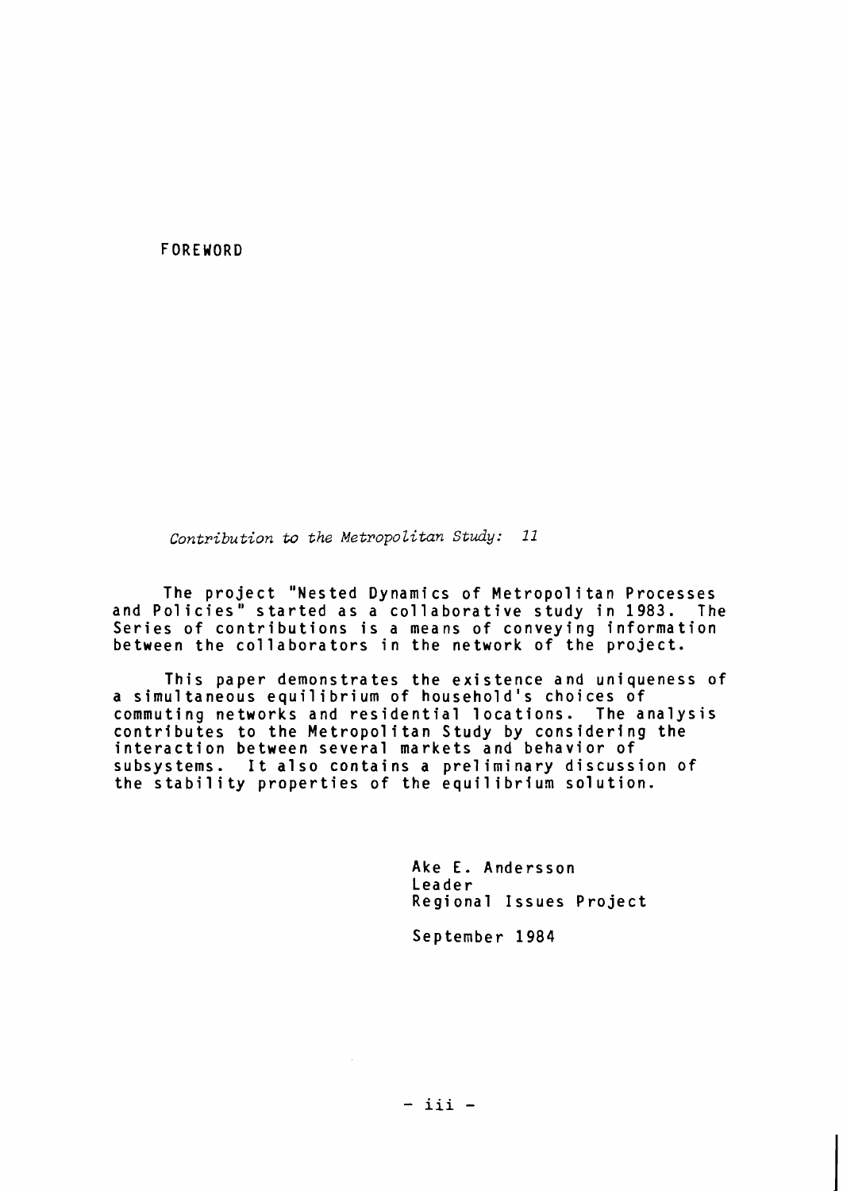# FOREWORD

*Contribution to the Metropolitan Study: 11*

The project "Nested Dynamics of Metropolitan Processes and Policies" started as a collaborative study in 1983. The Series of contributions is a means of conveying information between the collaborators in the network of the project.

This paper demonstrates the existence and uniqueness of a simultaneous equilibrium of household's choices of commuting networks and residential locations. The analysis contributes to the Metropolitan Study by considering the interaction between several markets and behavior of subsystems. It also contains a preliminary discussion of the stability properties of the equilibrium solution.

Ake E. Andersson
Leader
Regional Issues Project

September 1984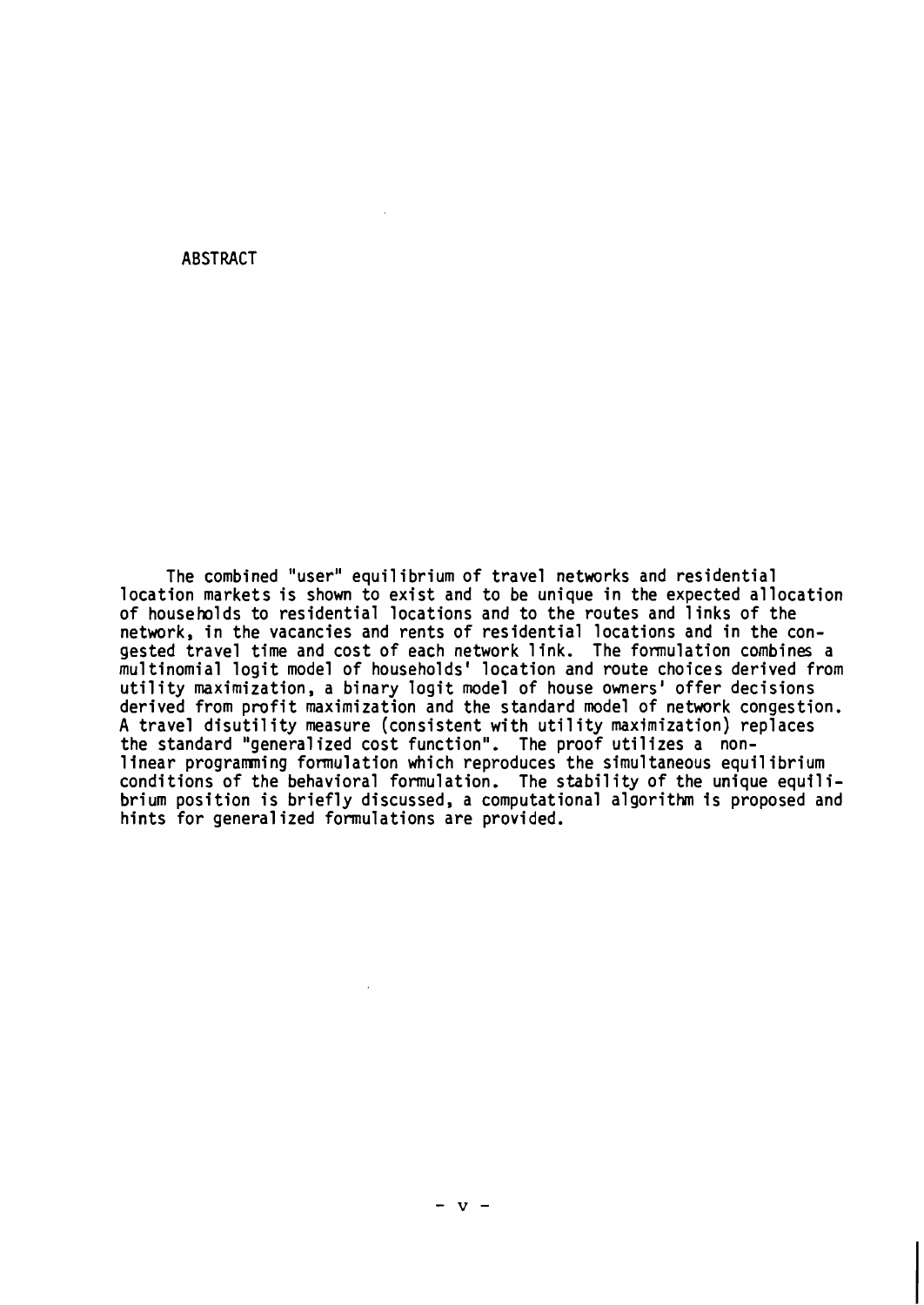# ABSTRACT

The combined "user" equilibrium of travel networks and residential location markets is shown to exist and to be unique in the expected allocation of households to residential locations and to the routes and links of the network, in the vacancies and rents of residential locations and in the congested travel time and cost of each network link. The formulation combines a multinomial logit model of households' location and route choices derived from utility maximization, a binary logit model of house owners' offer decisions derived from profit maximization and the standard model of network congestion. A travel disutility measure (consistent with utility maximization) replaces the standard "generalized cost function". The proof utilizes a non-linear programming formulation which reproduces the simultaneous equilibrium conditions of the behavioral formulation. The stability of the unique equilibrium position is briefly discussed, a computational algorithm is proposed and hints for generalized formulations are provided.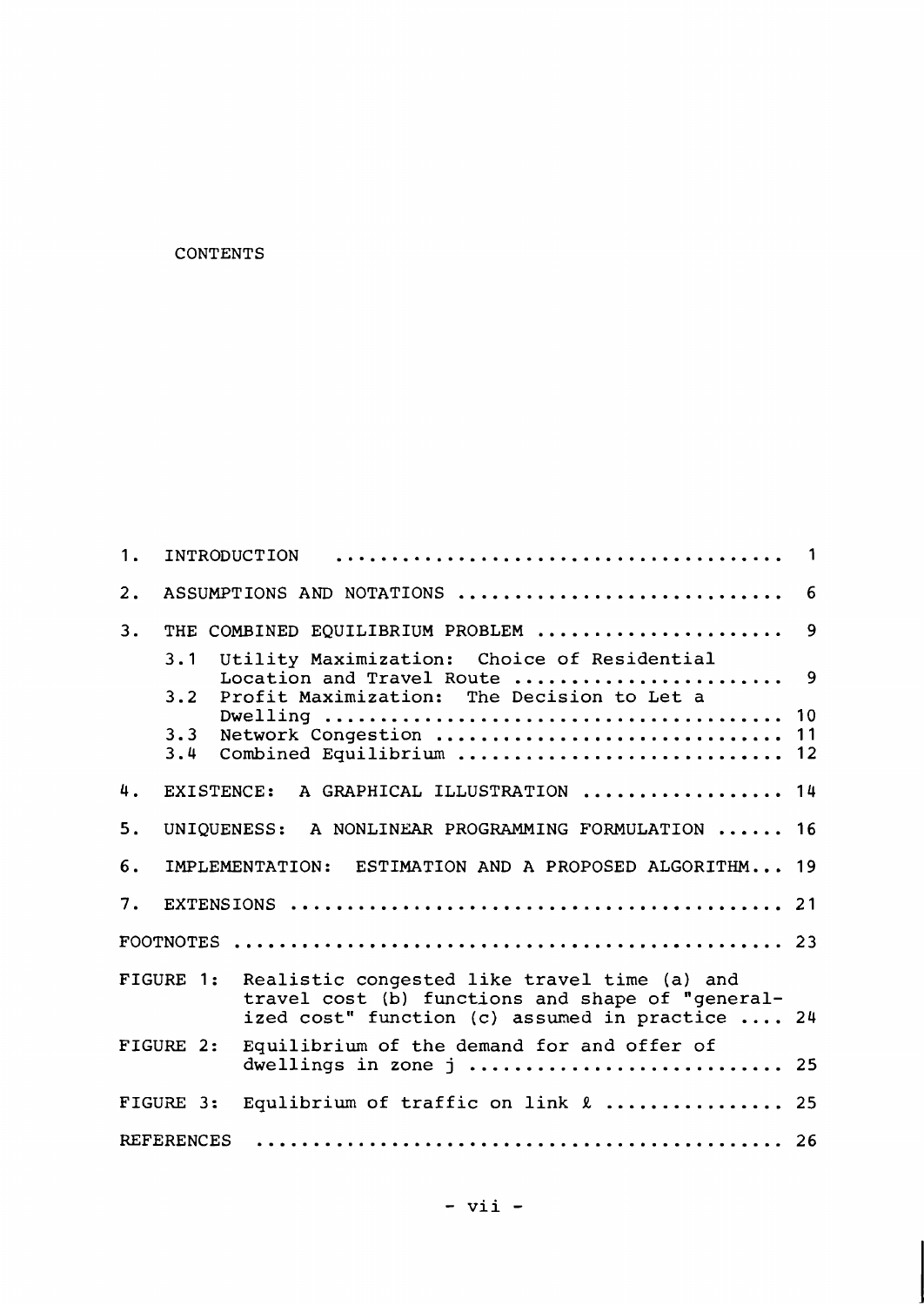# CONTENTS

| | | |
|---|---|---|
| 1. | INTRODUCTION | 1 |
| 2. | ASSUMPTIONS AND NOTATIONS | 6 |
| 3. | THE COMBINED EQUILIBRIUM PROBLEM | 9 |
| | 3.1 Utility Maximization: Choice of Residential Location and Travel Route | 9 |
| | 3.2 Profit Maximization: The Decision to Let a Dwelling | 10 |
| | 3.3 Network Congestion | 11 |
| | 3.4 Combined Equilibrium | 12 |
| 4. | EXISTENCE: A GRAPHICAL ILLUSTRATION | 14 |
| 5. | UNIQUENESS: A NONLINEAR PROGRAMMING FORMULATION | 16 |
| 6. | IMPLEMENTATION: ESTIMATION AND A PROPOSED ALGORITHM | 19 |
| 7. | EXTENSIONS | 21 |
| FOOTNOTES | | 23 |
| FIGURE 1: | Realistic congested like travel time (a) and travel cost (b) functions and shape of "generalized cost" function (c) assumed in practice | 24 |
| FIGURE 2: | Equilibrium of the demand for and offer of dwellings in zone j | 25 |
| FIGURE 3: | Equlibrium of traffic on link $\ell$ | 25 |
| REFERENCES | | 26 |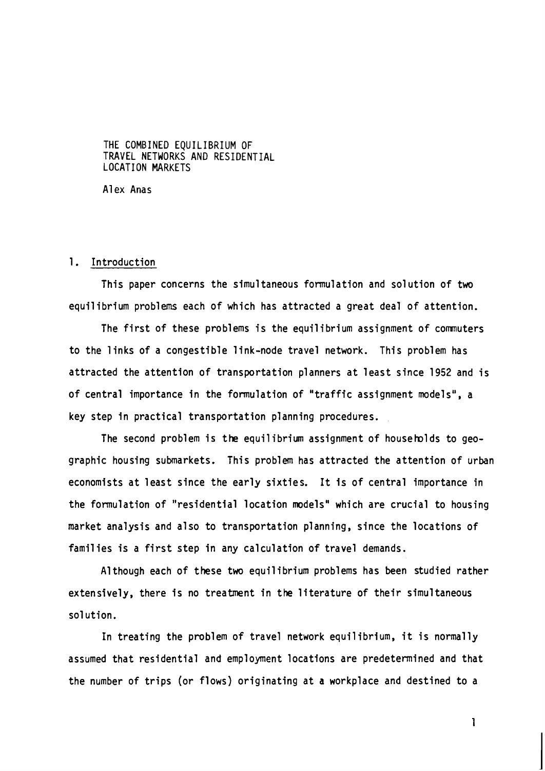# THE COMBINED EQUILIBRIUM OF TRAVEL NETWORKS AND RESIDENTIAL LOCATION MARKETS

Alex Anas

## 1. Introduction

This paper concerns the simultaneous formulation and solution of two equilibrium problems each of which has attracted a great deal of attention.

The first of these problems is the equilibrium assignment of commuters to the links of a congestible link-node travel network. This problem has attracted the attention of transportation planners at least since 1952 and is of central importance in the formulation of "traffic assignment models", a key step in practical transportation planning procedures.

The second problem is the equilibrium assignment of households to geographic housing submarkets. This problem has attracted the attention of urban economists at least since the early sixties. It is of central importance in the formulation of "residential location models" which are crucial to housing market analysis and also to transportation planning, since the locations of families is a first step in any calculation of travel demands.

Although each of these two equilibrium problems has been studied rather extensively, there is no treatment in the literature of their simultaneous solution.

In treating the problem of travel network equilibrium, it is normally assumed that residential and employment locations are predetermined and that the number of trips (or flows) originating at a workplace and destined to a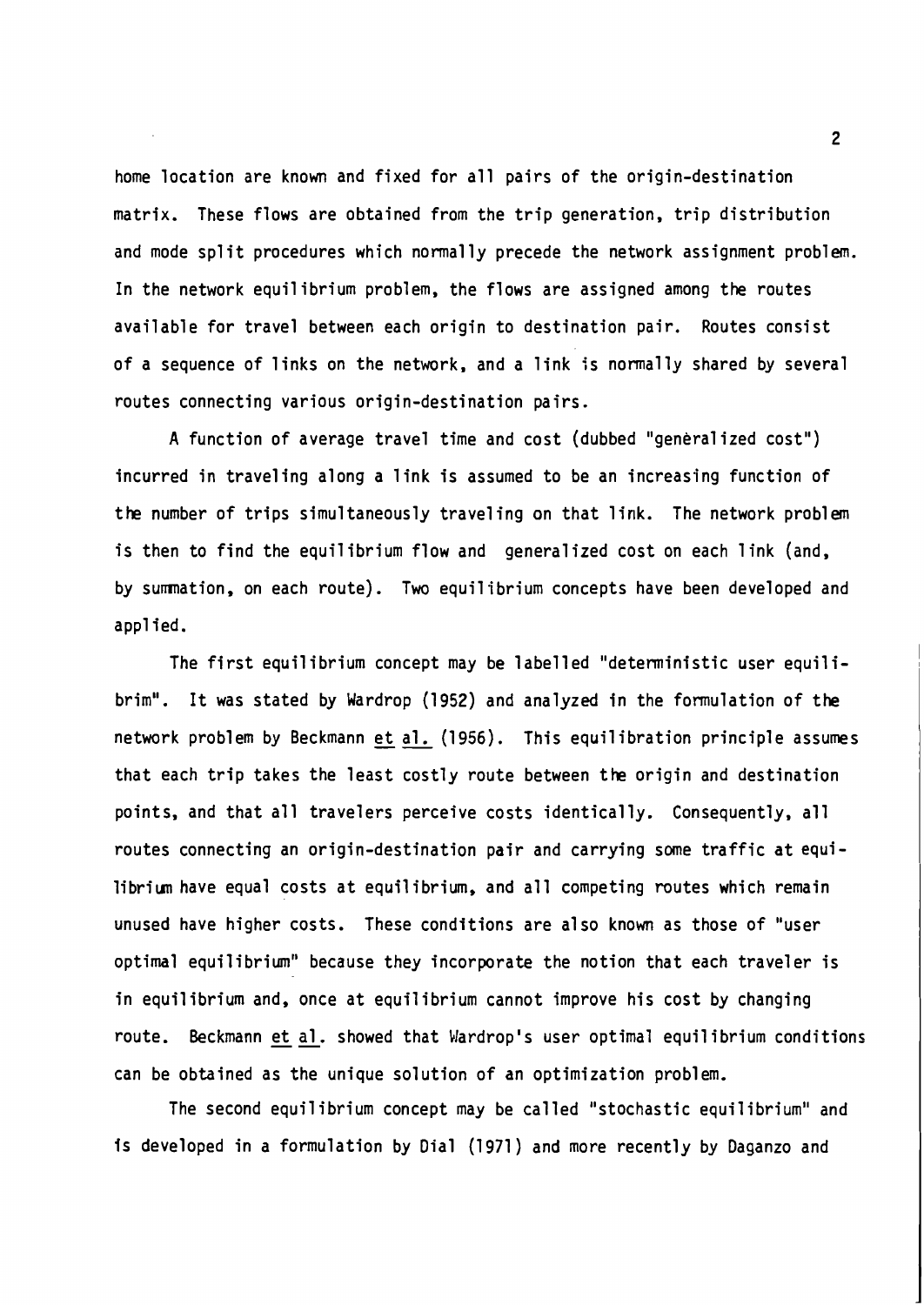home location are known and fixed for all pairs of the origin-destination matrix. These flows are obtained from the trip generation, trip distribution and mode split procedures which normally precede the network assignment problem. In the network equilibrium problem, the flows are assigned among the routes available for travel between each origin to destination pair. Routes consist of a sequence of links on the network, and a link is normally shared by several routes connecting various origin-destination pairs.

A function of average travel time and cost (dubbed "generalized cost") incurred in traveling along a link is assumed to be an increasing function of the number of trips simultaneously traveling on that link. The network problem is then to find the equilibrium flow and generalized cost on each link (and, by summation, on each route). Two equilibrium concepts have been developed and applied.

The first equilibrium concept may be labelled "deterministic user equilibrim". It was stated by Wardrop (1952) and analyzed in the formulation of the network problem by Beckmann _et al._ (1956). This equilibration principle assumes that each trip takes the least costly route between the origin and destination points, and that all travelers perceive costs identically. Consequently, all routes connecting an origin-destination pair and carrying some traffic at equilibrium have equal costs at equilibrium, and all competing routes which remain unused have higher costs. These conditions are also known as those of "user optimal equilibrium" because they incorporate the notion that each traveler is in equilibrium and, once at equilibrium cannot improve his cost by changing route. Beckmann _et al_. showed that Wardrop's user optimal equilibrium conditions can be obtained as the unique solution of an optimization problem.

The second equilibrium concept may be called "stochastic equilibrium" and is developed in a formulation by Dial (1971) and more recently by Daganzo and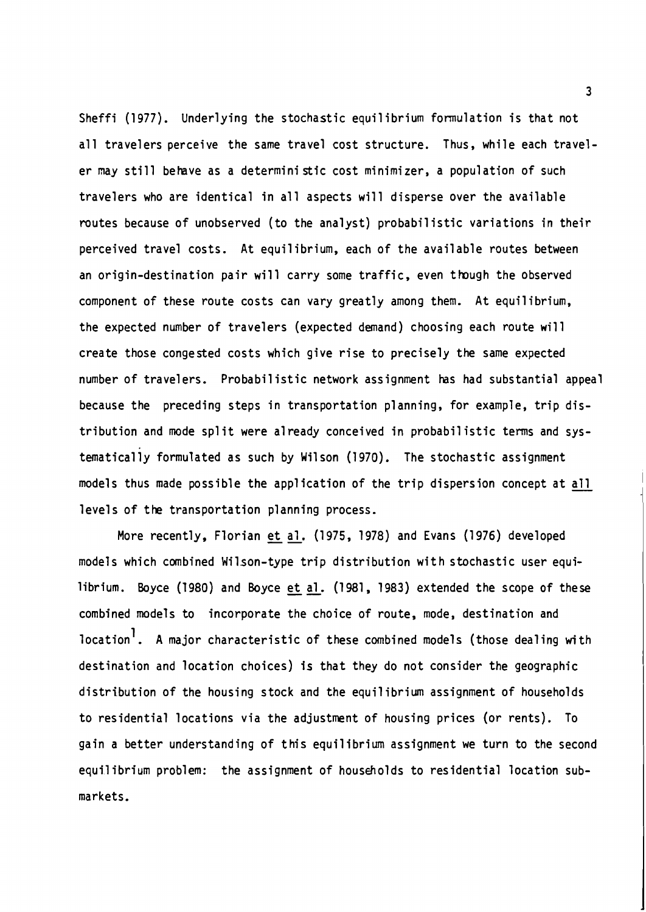Sheffi (1977). Underlying the stochastic equilibrium formulation is that not all travelers perceive the same travel cost structure. Thus, while each traveler may still behave as a deterministic cost minimizer, a population of such travelers who are identical in all aspects will disperse over the available routes because of unobserved (to the analyst) probabilistic variations in their perceived travel costs. At equilibrium, each of the available routes between an origin-destination pair will carry some traffic, even though the observed component of these route costs can vary greatly among them. At equilibrium, the expected number of travelers (expected demand) choosing each route will create those congested costs which give rise to precisely the same expected number of travelers. Probabilistic network assignment has had substantial appeal because the preceding steps in transportation planning, for example, trip distribution and mode split were already conceived in probabilistic terms and systematically formulated as such by Wilson (1970). The stochastic assignment models thus made possible the application of the trip dispersion concept at all levels of the transportation planning process.

More recently, Florian et al. (1975, 1978) and Evans (1976) developed models which combined Wilson-type trip distribution with stochastic user equilibrium. Boyce (1980) and Boyce et al. (1981, 1983) extended the scope of these combined models to incorporate the choice of route, mode, destination and location[1]. A major characteristic of these combined models (those dealing with destination and location choices) is that they do not consider the geographic distribution of the housing stock and the equilibrium assignment of households to residential locations via the adjustment of housing prices (or rents). To gain a better understanding of this equilibrium assignment we turn to the second equilibrium problem: the assignment of households to residential location submarkets.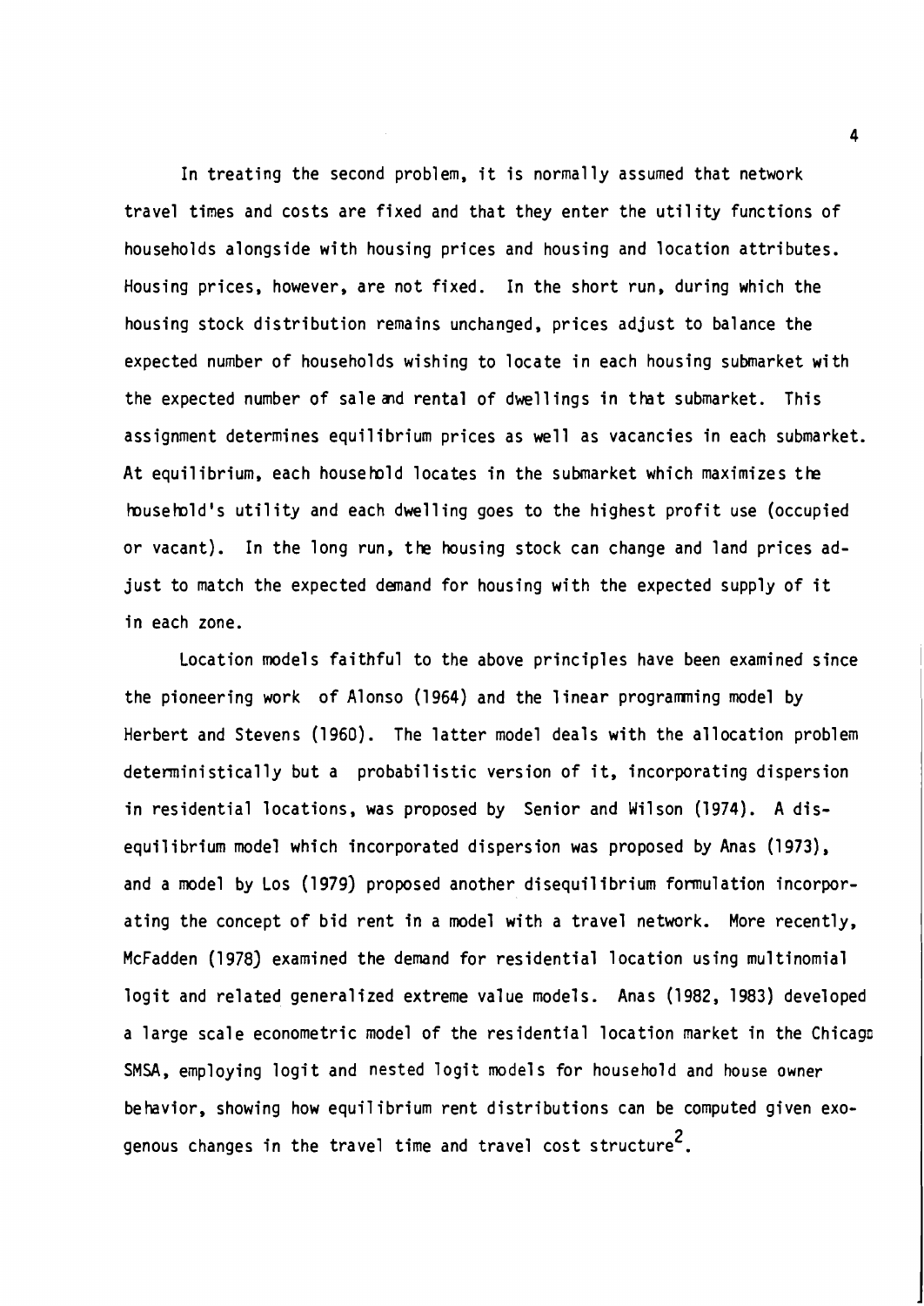In treating the second problem, it is normally assumed that network travel times and costs are fixed and that they enter the utility functions of households alongside with housing prices and housing and location attributes. Housing prices, however, are not fixed. In the short run, during which the housing stock distribution remains unchanged, prices adjust to balance the expected number of households wishing to locate in each housing submarket with the expected number of sale and rental of dwellings in that submarket. This assignment determines equilibrium prices as well as vacancies in each submarket. At equilibrium, each household locates in the submarket which maximizes the household's utility and each dwelling goes to the highest profit use (occupied or vacant). In the long run, the housing stock can change and land prices adjust to match the expected demand for housing with the expected supply of it in each zone.

Location models faithful to the above principles have been examined since the pioneering work of Alonso (1964) and the linear programming model by Herbert and Stevens (1960). The latter model deals with the allocation problem deterministically but a probabilistic version of it, incorporating dispersion in residential locations, was proposed by Senior and Wilson (1974). A disequilibrium model which incorporated dispersion was proposed by Anas (1973), and a model by Los (1979) proposed another disequilibrium formulation incorporating the concept of bid rent in a model with a travel network. More recently, McFadden (1978) examined the demand for residential location using multinomial logit and related generalized extreme value models. Anas (1982, 1983) developed a large scale econometric model of the residential location market in the Chicago SMSA, employing logit and nested logit models for household and house owner behavior, showing how equilibrium rent distributions can be computed given exogenous changes in the travel time and travel cost structure[2].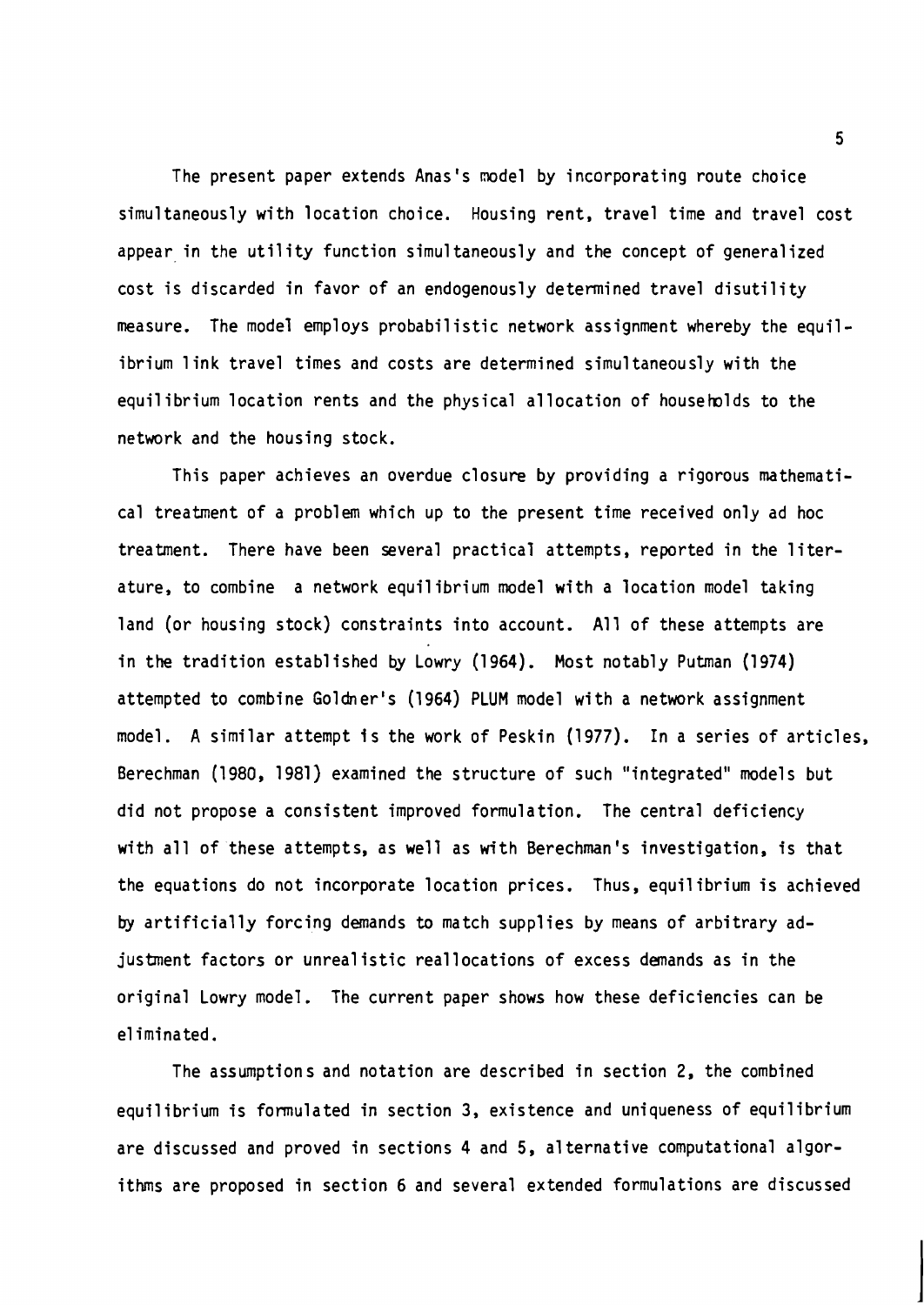The present paper extends Anas's model by incorporating route choice simultaneously with location choice. Housing rent, travel time and travel cost appear in the utility function simultaneously and the concept of generalized cost is discarded in favor of an endogenously determined travel disutility measure. The model employs probabilistic network assignment whereby the equilibrium link travel times and costs are determined simultaneously with the equilibrium location rents and the physical allocation of households to the network and the housing stock.

This paper achieves an overdue closure by providing a rigorous mathematical treatment of a problem which up to the present time received only ad hoc treatment. There have been several practical attempts, reported in the literature, to combine a network equilibrium model with a location model taking land (or housing stock) constraints into account. All of these attempts are in the tradition established by Lowry (1964). Most notably Putman (1974) attempted to combine Goldner's (1964) PLUM model with a network assignment model. A similar attempt is the work of Peskin (1977). In a series of articles, Berechman (1980, 1981) examined the structure of such "integrated" models but did not propose a consistent improved formulation. The central deficiency with all of these attempts, as well as with Berechman's investigation, is that the equations do not incorporate location prices. Thus, equilibrium is achieved by artificially forcing demands to match supplies by means of arbitrary adjustment factors or unrealistic reallocations of excess demands as in the original Lowry model. The current paper shows how these deficiencies can be eliminated.

The assumptions and notation are described in section 2, the combined equilibrium is formulated in section 3, existence and uniqueness of equilibrium are discussed and proved in sections 4 and 5, alternative computational algorithms are proposed in section 6 and several extended formulations are discussed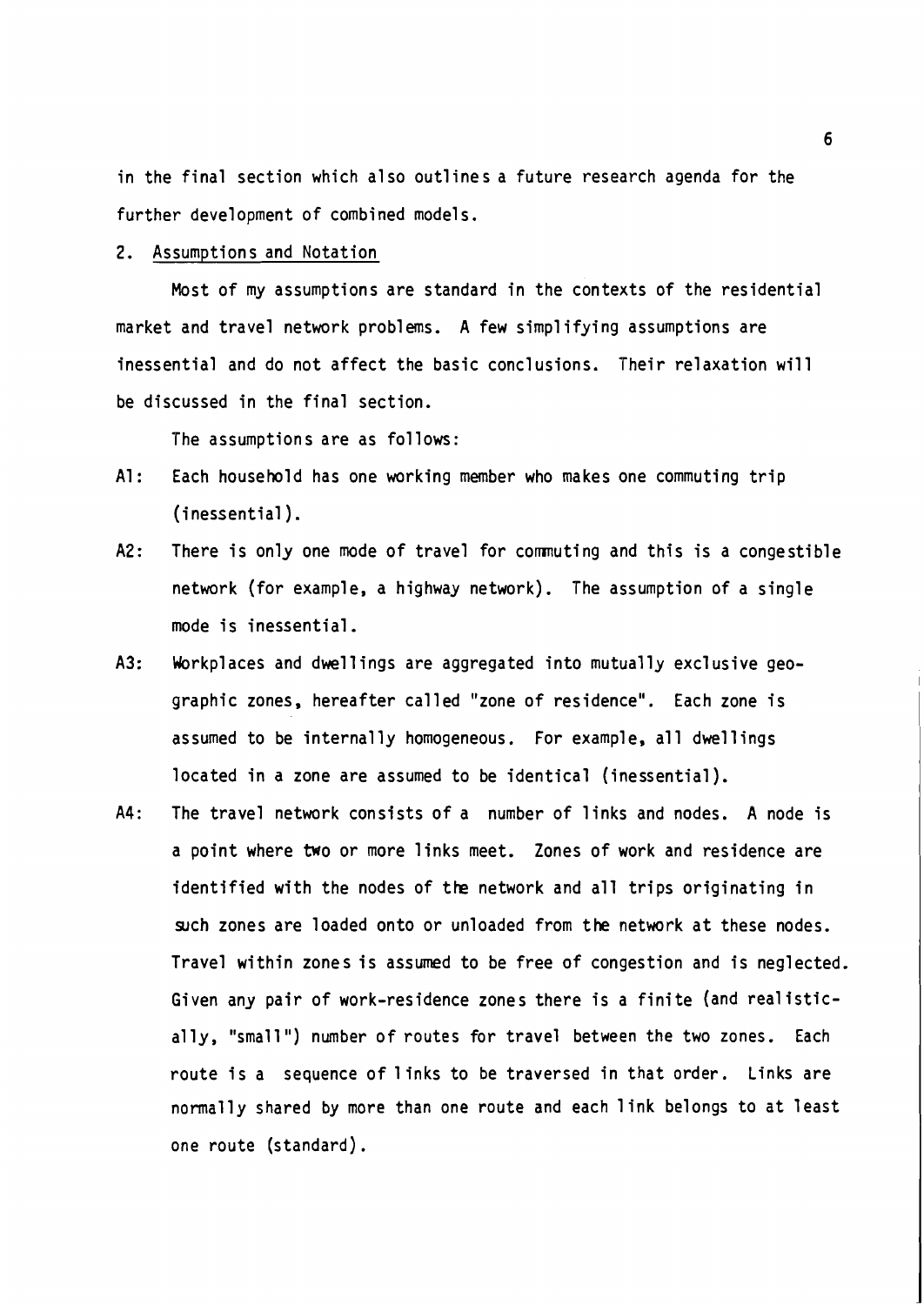in the final section which also outlines a future research agenda for the further development of combined models.

## 2. Assumptions and Notation

Most of my assumptions are standard in the contexts of the residential market and travel network problems. A few simplifying assumptions are inessential and do not affect the basic conclusions. Their relaxation will be discussed in the final section.

The assumptions are as follows:

- A1: Each household has one working member who makes one commuting trip (inessential).
- A2: There is only one mode of travel for commuting and this is a congestible network (for example, a highway network). The assumption of a single mode is inessential.
- A3: Workplaces and dwellings are aggregated into mutually exclusive geographic zones, hereafter called "zone of residence". Each zone is assumed to be internally homogeneous. For example, all dwellings located in a zone are assumed to be identical (inessential).
- A4: The travel network consists of a number of links and nodes. A node is a point where two or more links meet. Zones of work and residence are identified with the nodes of the network and all trips originating in such zones are loaded onto or unloaded from the network at these nodes. Travel within zones is assumed to be free of congestion and is neglected. Given any pair of work-residence zones there is a finite (and realistically, "small") number of routes for travel between the two zones. Each route is a sequence of links to be traversed in that order. Links are normally shared by more than one route and each link belongs to at least one route (standard).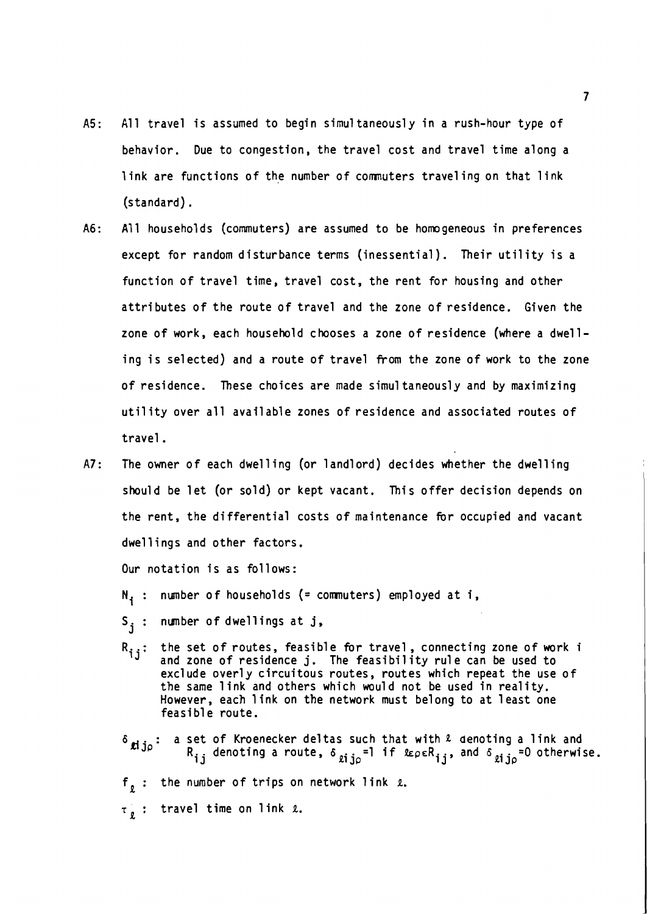A5: All travel is assumed to begin simultaneously in a rush-hour type of behavior. Due to congestion, the travel cost and travel time along a link are functions of the number of commuters traveling on that link (standard).

A6: All households (commuters) are assumed to be homogeneous in preferences except for random disturbance terms (inessential). Their utility is a function of travel time, travel cost, the rent for housing and other attributes of the route of travel and the zone of residence. Given the zone of work, each household chooses a zone of residence (where a dwelling is selected) and a route of travel from the zone of work to the zone of residence. These choices are made simultaneously and by maximizing utility over all available zones of residence and associated routes of travel.

A7: The owner of each dwelling (or landlord) decides whether the dwelling should be let (or sold) or kept vacant. This offer decision depends on the rent, the differential costs of maintenance for occupied and vacant dwellings and other factors.

Our notation is as follows:

$N_i$ : number of households (= commuters) employed at i,

$S_j$ : number of dwellings at j,

$R_{ij}$: the set of routes, feasible for travel, connecting zone of work i and zone of residence j. The feasibility rule can be used to exclude overly circuitous routes, routes which repeat the use of the same link and others which would not be used in reality. However, each link on the network must belong to at least one feasible route.

$\delta_{\ell ij\rho}$: a set of Kroenecker deltas such that with $\ell$ denoting a link and $R_{ij}$ denoting a route, $\delta_{\ell ij\rho}=1$ if $\ell\varepsilon\rho\varepsilon R_{ij}$, and $\delta_{\ell ij\rho}=0$ otherwise.

$f_\ell$ : the number of trips on network link $\ell$.

$\tau_\ell$ : travel time on link $\ell$.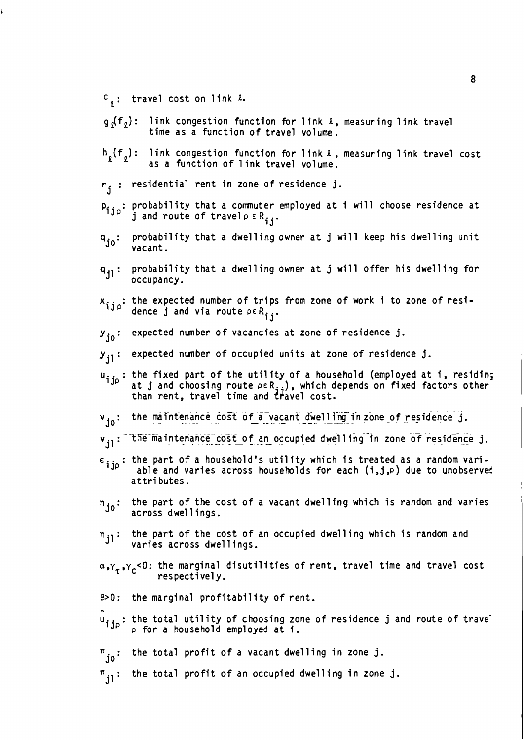$c_\ell$: travel cost on link $\ell$.

$g_\ell(f_\ell)$: link congestion function for link $\ell$, measuring link travel time as a function of travel volume.

$h_\ell(f_\ell)$: link congestion function for link $\ell$, measuring link travel cost as a function of link travel volume.

$r_j$ : residential rent in zone of residence j.

$p_{ij\rho}$: probability that a commuter employed at i will choose residence at j and route of travel $\rho \in R_{ij}$.

$q_{jo}$: probability that a dwelling owner at j will keep his dwelling unit vacant.

$q_{j1}$: probability that a dwelling owner at j will offer his dwelling for occupancy.

$x_{ij\rho}$: the expected number of trips from zone of work i to zone of residence j and via route $\rho \in R_{ij}$.

$y_{jo}$: expected number of vacancies at zone of residence j.

$y_{j1}$: expected number of occupied units at zone of residence j.

$u_{ij\rho}$: the fixed part of the utility of a household (employed at i, residing at j and choosing route $\rho \in R_{ij}$), which depends on fixed factors other than rent, travel time and travel cost.

$v_{jo}$: the maintenance cost of a vacant dwelling in zone of residence j.

$v_{j1}$: the maintenance cost of an occupied dwelling in zone of residence j.

$\varepsilon_{ij\rho}$: the part of a household's utility which is treated as a random variable and varies across households for each $(i,j,\rho)$ due to unobserved attributes.

$\eta_{jo}$: the part of the cost of a vacant dwelling which is random and varies across dwellings.

$\eta_{j1}$: the part of the cost of an occupied dwelling which is random and varies across dwellings.

$\alpha,\gamma_\tau,\gamma_c<0$: the marginal disutilities of rent, travel time and travel cost respectively.

$\beta>0$: the marginal profitability of rent.

$\hat{u}_{ij\rho}$: the total utility of choosing zone of residence j and route of travel $\rho$ for a household employed at i.

$\pi_{jo}$: the total profit of a vacant dwelling in zone j.

$\pi_{j1}$: the total profit of an occupied dwelling in zone j.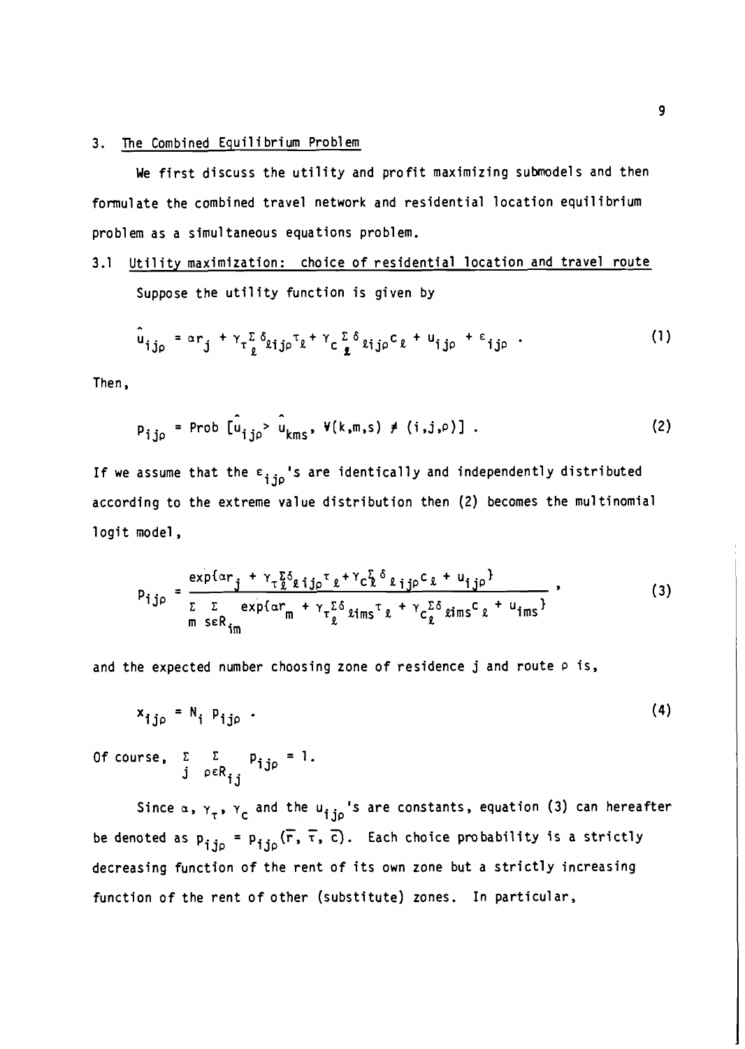## 3. The Combined Equilibrium Problem

We first discuss the utility and profit maximizing submodels and then formulate the combined travel network and residential location equilibrium problem as a simultaneous equations problem.

### 3.1 Utility maximization: choice of residential location and travel route

Suppose the utility function is given by

$$\hat{u}_{ij\rho} = \alpha r_j + \gamma_\tau \sum_\ell \delta_{\ell ij\rho} \tau_\ell + \gamma_c \sum_\ell \delta_{\ell ij\rho} c_\ell + u_{ij\rho} + \varepsilon_{ij\rho} . \tag{1}$$

Then,

$$p_{ij\rho} = \text{Prob}\ [\hat{u}_{ij\rho} > \hat{u}_{kms},\ \forall (k,m,s) \neq (i,j,\rho)] . \tag{2}$$

If we assume that the $\varepsilon_{ij\rho}$'s are identically and independently distributed according to the extreme value distribution then (2) becomes the multinomial logit model,

$$p_{ij\rho} = \frac{\exp\{\alpha r_j + \gamma_\tau \sum_\ell \delta_{\ell ij\rho} \tau_\ell + \gamma_c \sum_\ell \delta_{\ell ij\rho} c_\ell + u_{ij\rho}\}}{\sum_m \sum_{s \in R_{im}} \exp\{\alpha r_m + \gamma_\tau \sum_\ell \delta_{\ell ims} \tau_\ell + \gamma_c \sum_\ell \delta_{\ell ims} c_\ell + u_{ims}\}} , \tag{3}$$

and the expected number choosing zone of residence j and route $\rho$ is,

$$x_{ij\rho} = N_i\ p_{ij\rho} . \tag{4}$$

Of course, $\sum_j \sum_{\rho \in R_{ij}} p_{ij\rho} = 1$.

Since $\alpha$, $\gamma_\tau$, $\gamma_c$ and the $u_{ij\rho}$'s are constants, equation (3) can hereafter be denoted as $p_{ij\rho} = p_{ij\rho}(\overline{r}, \overline{\tau}, \overline{c})$. Each choice probability is a strictly decreasing function of the rent of its own zone but a strictly increasing function of the rent of other (substitute) zones. In particular,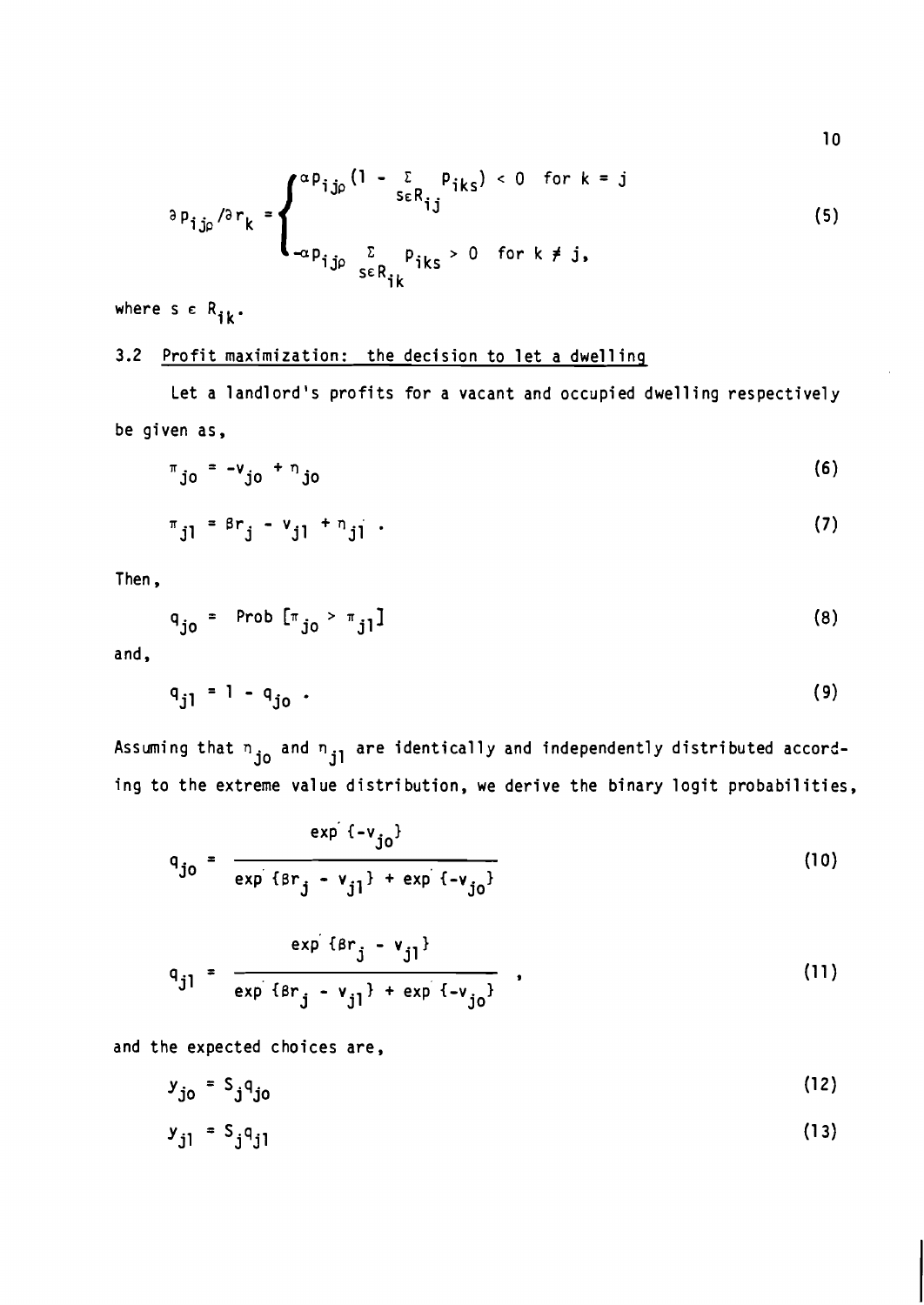$$\partial p_{ij\rho}/\partial r_k = \begin{cases} \alpha p_{ij\rho}(1 - \sum_{s\varepsilon R_{ij}} p_{iks}) < 0 & \text{for } k = j \\ -\alpha p_{ij\rho} \sum_{s\varepsilon R_{ik}} p_{iks} > 0 & \text{for } k \neq j, \end{cases} \tag{5}$$

where $s \in R_{ik}$.

### 3.2 Profit maximization: the decision to let a dwelling

Let a landlord's profits for a vacant and occupied dwelling respectively be given as,

$$\pi_{jo} = -v_{jo} + \eta_{jo} \tag{6}$$

$$\pi_{j1} = \beta r_j - v_{j1} + \eta_{j1} \ . \tag{7}$$

Then,

$$q_{jo} = \text{Prob}\ [\pi_{jo} > \pi_{j1}] \tag{8}$$

and,

$$q_{j1} = 1 - q_{jo} \ . \tag{9}$$

Assuming that $\eta_{jo}$ and $\eta_{j1}$ are identically and independently distributed according to the extreme value distribution, we derive the binary logit probabilities,

$$q_{jo} = \frac{\exp\{-v_{jo}\}}{\exp\{\beta r_j - v_{j1}\} + \exp\{-v_{jo}\}} \tag{10}$$

$$q_{j1} = \frac{\exp\{\beta r_j - v_{j1}\}}{\exp\{\beta r_j - v_{j1}\} + \exp\{-v_{jo}\}} \ , \tag{11}$$

and the expected choices are,

$$y_{jo} = S_j q_{jo} \tag{12}$$

$$y_{j1} = S_j q_{j1} \tag{13}$$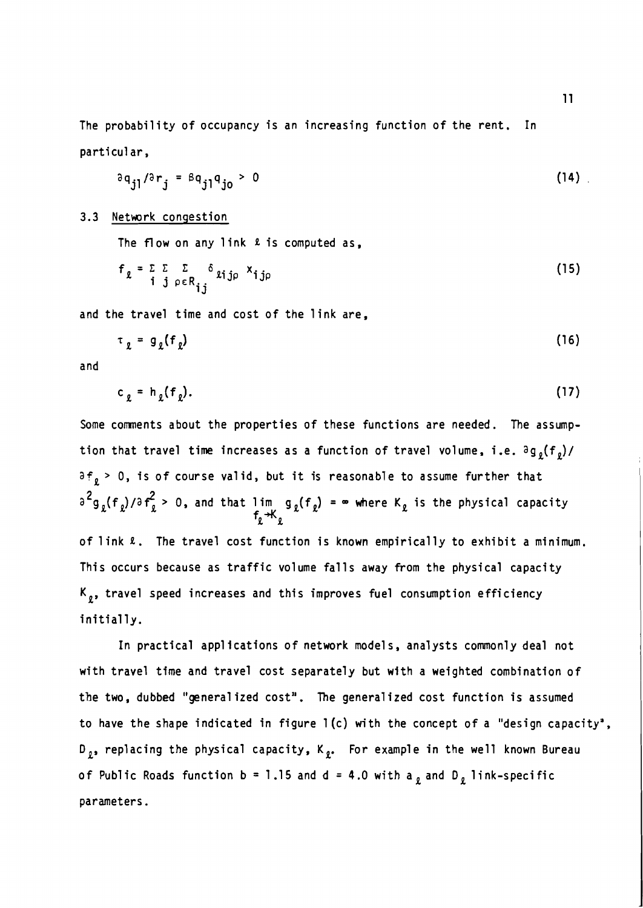The probability of occupancy is an increasing function of the rent. In particular,

$$\partial q_{j1}/\partial r_j = \beta q_{j1} q_{jo} > 0 \tag{14}$$

## 3.3 Network congestion

The flow on any link $\ell$ is computed as,

$$f_\ell = \sum_i \sum_j \sum_{\rho \in R_{ij}} \delta_{\ell ij\rho} \, x_{ij\rho} \tag{15}$$

and the travel time and cost of the link are,

$$\tau_\ell = g_\ell(f_\ell) \tag{16}$$

and

$$c_\ell = h_\ell(f_\ell). \tag{17}$$

Some comments about the properties of these functions are needed. The assumption that travel time increases as a function of travel volume, i.e. $\partial g_\ell(f_\ell)/\partial f_\ell > 0$, is of course valid, but it is reasonable to assume further that $\partial^2 g_\ell(f_\ell)/\partial f_\ell^2 > 0$, and that $\lim_{f_\ell \to K_\ell} g_\ell(f_\ell) = \infty$ where $K_\ell$ is the physical capacity of link $\ell$. The travel cost function is known empirically to exhibit a minimum. This occurs because as traffic volume falls away from the physical capacity $K_\ell$, travel speed increases and this improves fuel consumption efficiency initially.

In practical applications of network models, analysts commonly deal not with travel time and travel cost separately but with a weighted combination of the two, dubbed "generalized cost". The generalized cost function is assumed to have the shape indicated in figure 1(c) with the concept of a "design capacity", $D_\ell$, replacing the physical capacity, $K_\ell$. For example in the well known Bureau of Public Roads function $b = 1.15$ and $d = 4.0$ with $a_\ell$ and $D_\ell$ link-specific parameters.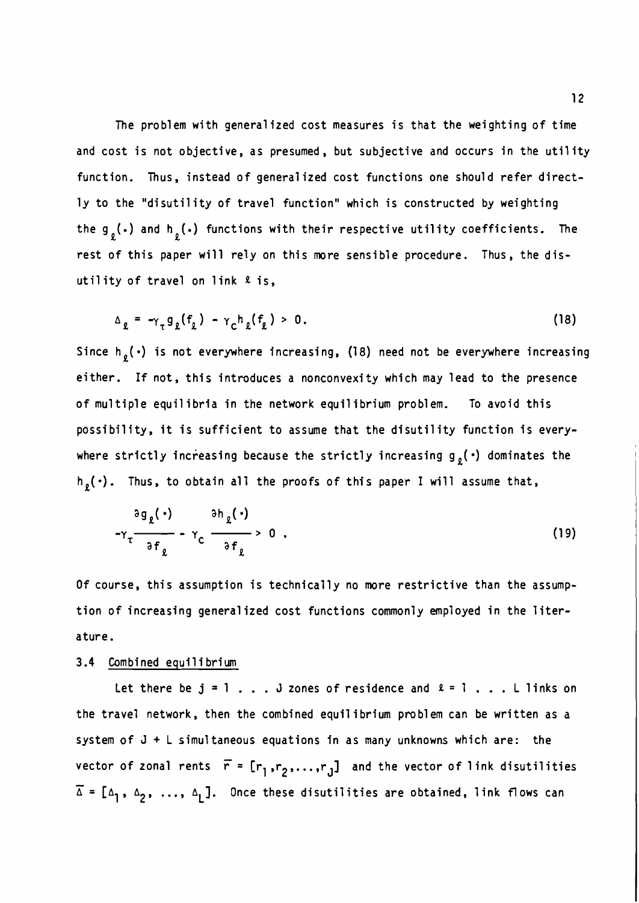The problem with generalized cost measures is that the weighting of time and cost is not objective, as presumed, but subjective and occurs in the utility function. Thus, instead of generalized cost functions one should refer directly to the "disutility of travel function" which is constructed by weighting the $g_\ell(\cdot)$ and $h_\ell(\cdot)$ functions with their respective utility coefficients. The rest of this paper will rely on this more sensible procedure. Thus, the disutility of travel on link $\ell$ is,

$$\Delta_\ell = -\gamma_\tau g_\ell(f_\ell) - \gamma_c h_\ell(f_\ell) > 0. \tag{18}$$

Since $h_\ell(\cdot)$ is not everywhere increasing, (18) need not be everywhere increasing either. If not, this introduces a nonconvexity which may lead to the presence of multiple equilibria in the network equilibrium problem. To avoid this possibility, it is sufficient to assume that the disutility function is everywhere strictly increasing because the strictly increasing $g_\ell(\cdot)$ dominates the $h_\ell(\cdot)$. Thus, to obtain all the proofs of this paper I will assume that,

$$-\gamma_\tau \frac{\partial g_\ell(\cdot)}{\partial f_\ell} - \gamma_c \frac{\partial h_\ell(\cdot)}{\partial f_\ell} > 0 . \tag{19}$$

Of course, this assumption is technically no more restrictive than the assumption of increasing generalized cost functions commonly employed in the literature.

### 3.4 Combined equilibrium

Let there be $j = 1 \ldots J$ zones of residence and $\ell = 1 \ldots L$ links on the travel network, then the combined equilibrium problem can be written as a system of $J + L$ simultaneous equations in as many unknowns which are: the vector of zonal rents $\bar{r} = [r_1, r_2, \ldots, r_J]$ and the vector of link disutilities $\bar{\Delta} = [\Delta_1, \Delta_2, \ldots, \Delta_L]$. Once these disutilities are obtained, link flows can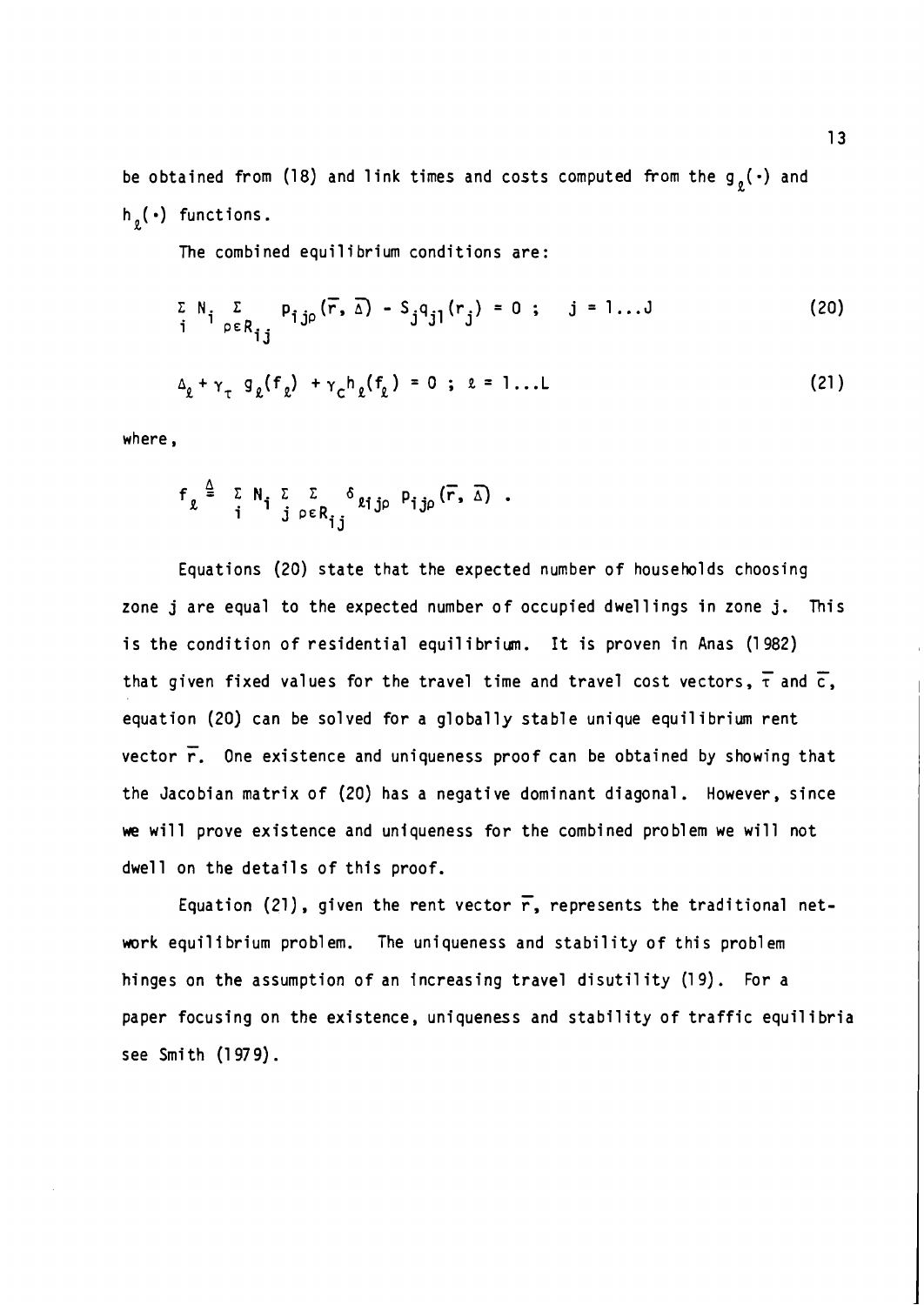be obtained from (18) and link times and costs computed from the $g_\ell(\cdot)$ and $h_\ell(\cdot)$ functions.

The combined equilibrium conditions are:

$$\sum_i N_i \sum_{\rho \in R_{ij}} P_{ij\rho}(\overline{r}, \overline{\Delta}) - S_j q_{j1}(r_j) = 0 \; ; \quad j = 1 \ldots J \tag{20}$$

$$\Delta_\ell + \gamma_\tau \; g_\ell(f_\ell) + \gamma_c h_\ell(f_\ell) = 0 \; ; \; \ell = 1 \ldots L \tag{21}$$

where,

$$f_\ell \overset{\Delta}{=} \sum_i N_i \sum_j \sum_{\rho \in R_{ij}} \delta_{\ell ij\rho} \; P_{ij\rho}(\overline{r}, \overline{\Delta}) \; .$$

Equations (20) state that the expected number of households choosing zone j are equal to the expected number of occupied dwellings in zone j. This is the condition of residential equilibrium. It is proven in Anas (1982) that given fixed values for the travel time and travel cost vectors, $\overline{\tau}$ and $\overline{c}$, equation (20) can be solved for a globally stable unique equilibrium rent vector $\overline{r}$. One existence and uniqueness proof can be obtained by showing that the Jacobian matrix of (20) has a negative dominant diagonal. However, since we will prove existence and uniqueness for the combined problem we will not dwell on the details of this proof.

Equation (21), given the rent vector $\overline{r}$, represents the traditional network equilibrium problem. The uniqueness and stability of this problem hinges on the assumption of an increasing travel disutility (19). For a paper focusing on the existence, uniqueness and stability of traffic equilibria see Smith (1979).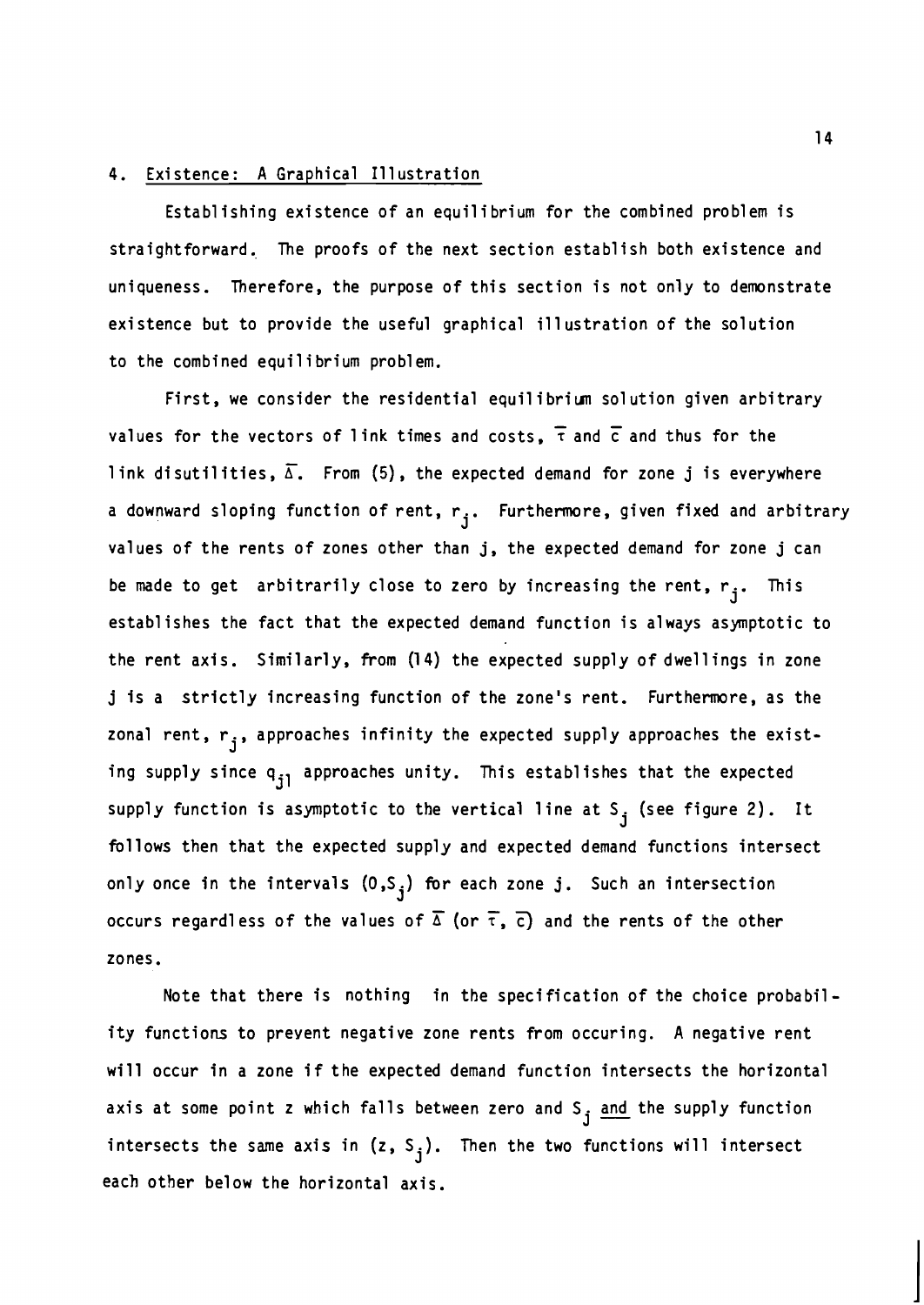## 4. Existence: A Graphical Illustration

Establishing existence of an equilibrium for the combined problem is straightforward. The proofs of the next section establish both existence and uniqueness. Therefore, the purpose of this section is not only to demonstrate existence but to provide the useful graphical illustration of the solution to the combined equilibrium problem.

First, we consider the residential equilibrium solution given arbitrary values for the vectors of link times and costs, $\overline{\tau}$ and $\overline{c}$ and thus for the link disutilities, $\overline{\Delta}$. From (5), the expected demand for zone j is everywhere a downward sloping function of rent, $r_j$. Furthermore, given fixed and arbitrary values of the rents of zones other than j, the expected demand for zone j can be made to get arbitrarily close to zero by increasing the rent, $r_j$. This establishes the fact that the expected demand function is always asymptotic to the rent axis. Similarly, from (14) the expected supply of dwellings in zone j is a strictly increasing function of the zone's rent. Furthermore, as the zonal rent, $r_j$, approaches infinity the expected supply approaches the existing supply since $q_{j1}$ approaches unity. This establishes that the expected supply function is asymptotic to the vertical line at $S_j$ (see figure 2). It follows then that the expected supply and expected demand functions intersect only once in the intervals $(0,S_j)$ for each zone j. Such an intersection occurs regardless of the values of $\overline{\Delta}$ (or $\overline{\tau}$, $\overline{c}$) and the rents of the other zones.

Note that there is nothing in the specification of the choice probability functions to prevent negative zone rents from occuring. A negative rent will occur in a zone if the expected demand function intersects the horizontal axis at some point z which falls between zero and $S_j$ <u>and</u> the supply function intersects the same axis in $(z, S_j)$. Then the two functions will intersect each other below the horizontal axis.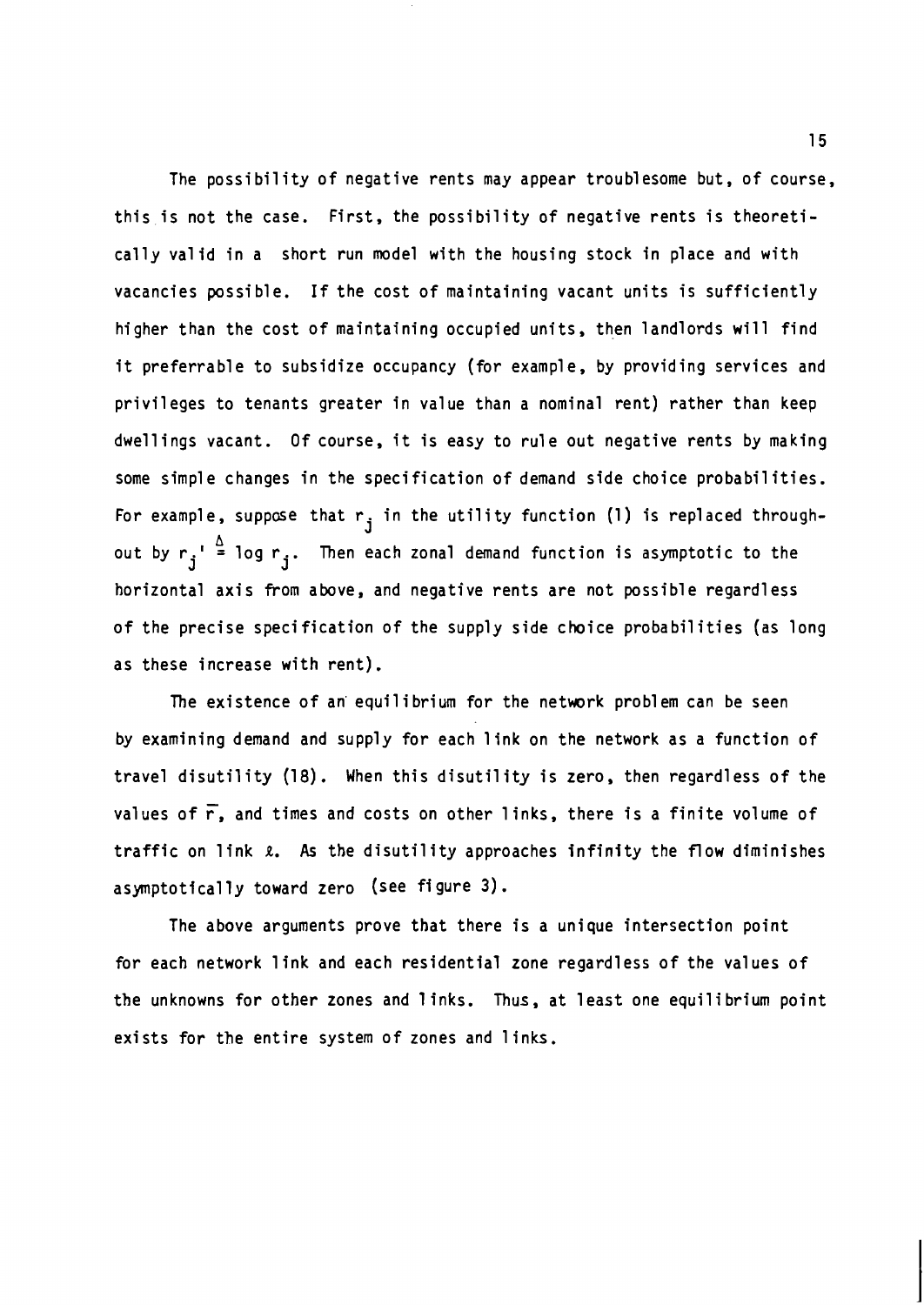The possibility of negative rents may appear troublesome but, of course, this is not the case. First, the possibility of negative rents is theoretically valid in a short run model with the housing stock in place and with vacancies possible. If the cost of maintaining vacant units is sufficiently higher than the cost of maintaining occupied units, then landlords will find it preferrable to subsidize occupancy (for example, by providing services and privileges to tenants greater in value than a nominal rent) rather than keep dwellings vacant. Of course, it is easy to rule out negative rents by making some simple changes in the specification of demand side choice probabilities. For example, suppose that $r_j$ in the utility function (1) is replaced throughout by $r_j' \stackrel{\Delta}{=} \log r_j$. Then each zonal demand function is asymptotic to the horizontal axis from above, and negative rents are not possible regardless of the precise specification of the supply side choice probabilities (as long as these increase with rent).

The existence of an equilibrium for the network problem can be seen by examining demand and supply for each link on the network as a function of travel disutility (18). When this disutility is zero, then regardless of the values of $\overline{r}$, and times and costs on other links, there is a finite volume of traffic on link $\ell$. As the disutility approaches infinity the flow diminishes asymptotically toward zero (see figure 3).

The above arguments prove that there is a unique intersection point for each network link and each residential zone regardless of the values of the unknowns for other zones and links. Thus, at least one equilibrium point exists for the entire system of zones and links.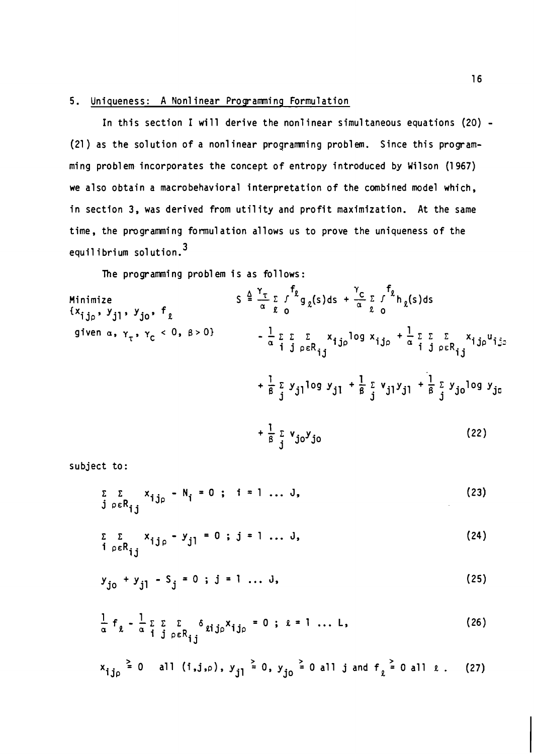## 5. Uniqueness: A Nonlinear Programming Formulation

In this section I will derive the nonlinear simultaneous equations (20) - (21) as the solution of a nonlinear programming problem. Since this programming problem incorporates the concept of entropy introduced by Wilson (1967) we also obtain a macrobehavioral interpretation of the combined model which, in section 3, was derived from utility and profit maximization. At the same time, the programming formulation allows us to prove the uniqueness of the equilibrium solution.[3]

The programming problem is as follows:

$$
\begin{aligned}
\underset{\substack{\{x_{ij\rho},\, y_{j1},\, y_{jo},\, f_\ell \\ \text{given } \alpha,\, \gamma_\tau,\, \gamma_c < 0,\, \beta > 0\}}}{\text{Minimize}} \quad S \triangleq\ & \frac{\gamma_\tau}{\alpha} \sum_\ell \int_0^{f_\ell} g_\ell(s)ds + \frac{\gamma_c}{\alpha} \sum_\ell \int_0^{f_\ell} h_\ell(s)ds \\
& - \frac{1}{\alpha} \sum_i \sum_j \sum_{\rho\in R_{ij}} x_{ij\rho} \log x_{ij\rho} + \frac{1}{\alpha} \sum_i \sum_j \sum_{\rho\in R_{ij}} x_{ij\rho} u_{ij\rho} \\
& + \frac{1}{\beta} \sum_j y_{j1} \log y_{j1} + \frac{1}{\beta} \sum_j v_{j1} y_{j1} + \frac{1}{\beta} \sum_j y_{jo} \log y_{jo} \\
& + \frac{1}{\beta} \sum_j v_{jo} y_{jo}
\end{aligned}
\tag{22}
$$

subject to:

$$
\sum_j \sum_{\rho\in R_{ij}} x_{ij\rho} - N_i = 0 \; ; \; i = 1 \; \ldots \; J, \tag{23}
$$

$$
\sum_i \sum_{\rho\in R_{ij}} x_{ij\rho} - y_{j1} = 0 \; ; \; j = 1 \; \ldots \; J, \tag{24}
$$

$$
y_{jo} + y_{j1} - S_j = 0 \; ; \; j = 1 \; \ldots \; J, \tag{25}
$$

$$
\frac{1}{\alpha} f_\ell - \frac{1}{\alpha} \sum_i \sum_j \sum_{\rho\in R_{ij}} \delta_{\ell ij\rho} x_{ij\rho} = 0 \; ; \; \ell = 1 \; \ldots \; L, \tag{26}
$$

$$
x_{ij\rho} \geq 0 \quad \text{all } (i,j,\rho), \; y_{j1} \geq 0, \; y_{jo} \geq 0 \text{ all } j \text{ and } f_\ell \geq 0 \text{ all } \ell . \tag{27}
$$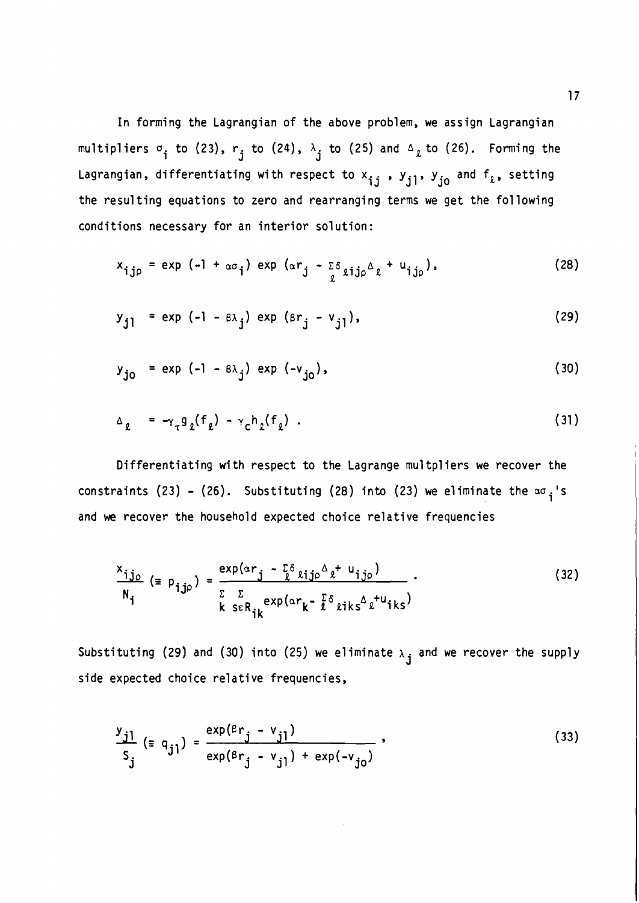In forming the Lagrangian of the above problem, we assign Lagrangian multipliers $\sigma_i$ to (23), $r_j$ to (24), $\lambda_j$ to (25) and $\Delta_\ell$ to (26). Forming the Lagrangian, differentiating with respect to $x_{ij}$, $y_{j1}$, $y_{jo}$ and $f_\ell$, setting the resulting equations to zero and rearranging terms we get the following conditions necessary for an interior solution:

$$x_{ij\rho} = \exp\,(-1 + \alpha\sigma_i)\,\exp\,(\alpha r_j - \sum_\ell \delta_{\ell ij\rho}\Delta_\ell + u_{ij\rho}), \tag{28}$$

$$y_{j1} = \exp\,(-1 - \beta\lambda_j)\,\exp\,(\beta r_j - v_{j1}), \tag{29}$$

$$y_{jo} = \exp\,(-1 - \beta\lambda_j)\,\exp\,(-v_{jo}), \tag{30}$$

$$\Delta_\ell = -\gamma_\tau g_\ell(f_\ell) - \gamma_c h_\ell(f_\ell)\ . \tag{31}$$

Differentiating with respect to the Lagrange multpliers we recover the constraints (23) - (26). Substituting (28) into (23) we eliminate the $\alpha\sigma_i$'s and we recover the household expected choice relative frequencies

$$\frac{x_{ij\rho}}{N_i}\ (\equiv p_{ij\rho}) = \frac{\exp(\alpha r_j - \sum_\ell \delta_{\ell ij\rho}\Delta_\ell + u_{ij\rho})}{\sum\limits_k \sum\limits_{s\in R_{ik}} \exp(\alpha r_k - \sum_\ell \delta_{\ell iks}\Delta_\ell + u_{iks})}\ . \tag{32}$$

Substituting (29) and (30) into (25) we eliminate $\lambda_j$ and we recover the supply side expected choice relative frequencies,

$$\frac{y_{j1}}{S_j}\ (\equiv q_{j1}) = \frac{\exp(\beta r_j - v_{j1})}{\exp(\beta r_j - v_{j1}) + \exp(-v_{jo})}\ , \tag{33}$$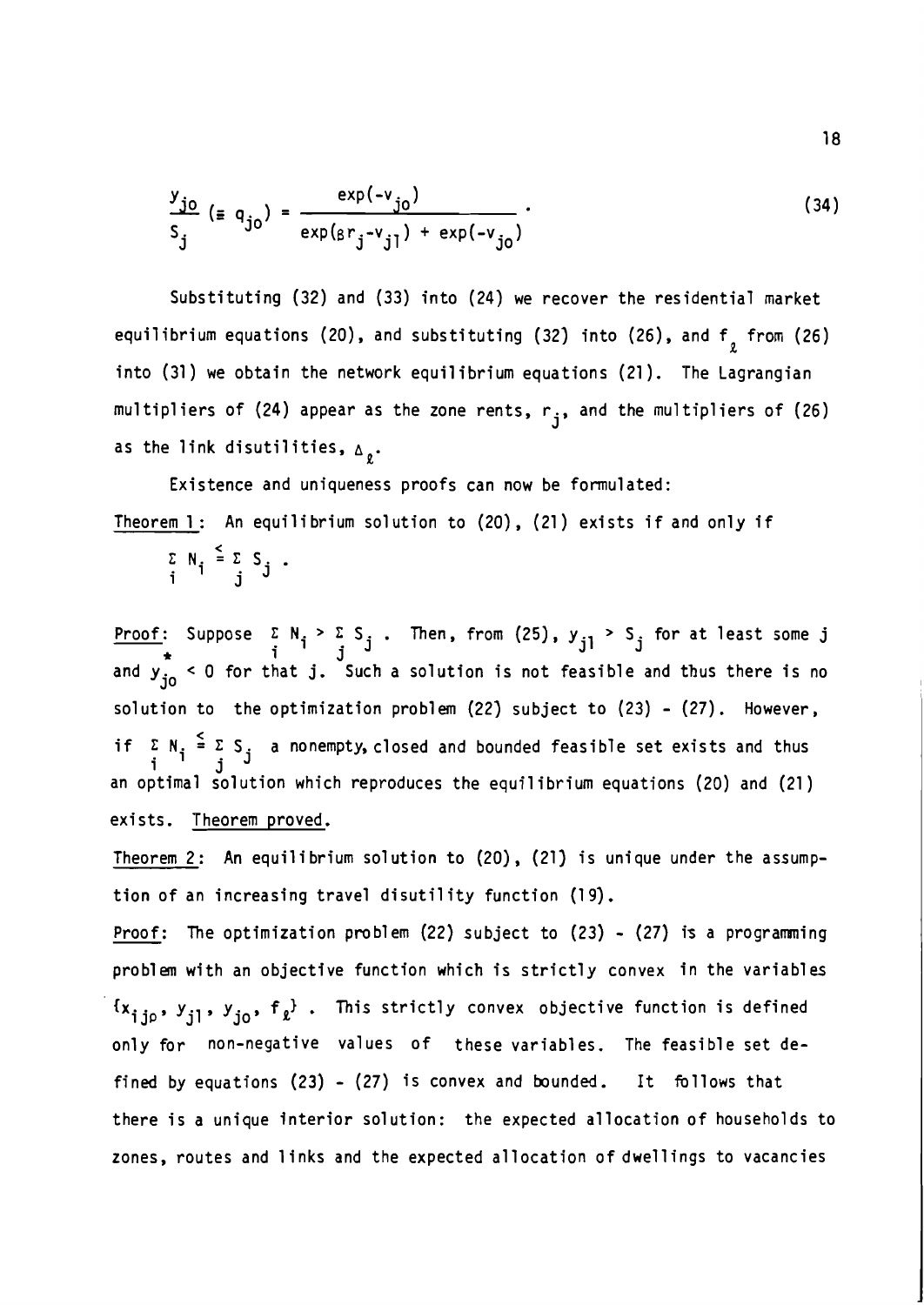$$\frac{y_{jo}}{S_j}\ (\equiv q_{jo}) = \frac{\exp(-v_{jo})}{\exp(\beta r_j - v_{j1}) + \exp(-v_{jo})}\ . \tag{34}$$

Substituting (32) and (33) into (24) we recover the residential market equilibrium equations (20), and substituting (32) into (26), and $f_\ell$ from (26) into (31) we obtain the network equilibrium equations (21). The Lagrangian multipliers of (24) appear as the zone rents, $r_j$, and the multipliers of (26) as the link disutilities, $\Delta_\ell$.

Existence and uniqueness proofs can now be formulated:

Theorem 1: An equilibrium solution to (20), (21) exists if and only if

$$\sum_i N_i \leqq \sum_j S_j\ .$$

Proof: Suppose $\sum_i N_i > \sum_j S_j$. Then, from (25), $y_{j1} > S_j$ for at least some j and $y_{jo} < 0$ for that j. Such a solution is not feasible and thus there is no solution to the optimization problem (22) subject to (23) - (27). However, if $\sum_i N_i \leqq \sum_j S_j$ a nonempty, closed and bounded feasible set exists and thus an optimal solution which reproduces the equilibrium equations (20) and (21) exists. Theorem proved.

Theorem 2: An equilibrium solution to (20), (21) is unique under the assumption of an increasing travel disutility function (19).

Proof: The optimization problem (22) subject to (23) - (27) is a programming problem with an objective function which is strictly convex in the variables $\{x_{ijp}, y_{j1}, y_{jo}, f_\ell\}$. This strictly convex objective function is defined only for non-negative values of these variables. The feasible set defined by equations (23) - (27) is convex and bounded. It follows that there is a unique interior solution: the expected allocation of households to zones, routes and links and the expected allocation of dwellings to vacancies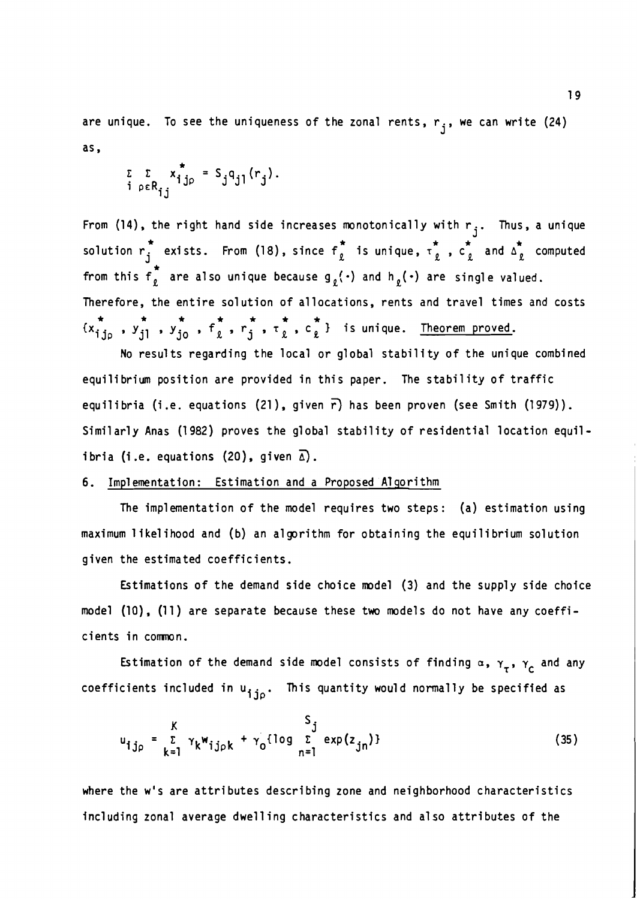are unique. To see the uniqueness of the zonal rents, $r_j$, we can write (24) as,

$$\sum_i \sum_{\rho \in R_{ij}} x^*_{ij\rho} = S_j q_{j1}(r_j).$$

From (14), the right hand side increases monotonically with $r_j$. Thus, a unique solution $r^*_j$ exists. From (18), since $f^*_\ell$ is unique, $\tau^*_\ell$, $c^*_\ell$ and $\Delta^*_\ell$ computed from this $f^*_\ell$ are also unique because $g_\ell(\cdot)$ and $h_\ell(\cdot)$ are single valued. Therefore, the entire solution of allocations, rents and travel times and costs $\{x^*_{ij\rho}, y^*_{j1}, y^*_{j0}, f^*_\ell, r^*_j, \tau^*_\ell, c^*_\ell\}$ is unique. <u>Theorem proved</u>.

No results regarding the local or global stability of the unique combined equilibrium position are provided in this paper. The stability of traffic equilibria (i.e. equations (21), given $\overline{r}$) has been proven (see Smith (1979)). Similarly Anas (1982) proves the global stability of residential location equilibria (i.e. equations (20), given $\overline{\Delta}$).

## 6. <u>Implementation: Estimation and a Proposed Algorithm</u>

The implementation of the model requires two steps: (a) estimation using maximum likelihood and (b) an algorithm for obtaining the equilibrium solution given the estimated coefficients.

Estimations of the demand side choice model (3) and the supply side choice model (10), (11) are separate because these two models do not have any coefficients in common.

Estimation of the demand side model consists of finding $\alpha$, $\gamma_\tau$, $\gamma_c$ and any coefficients included in $u_{ij\rho}$. This quantity would normally be specified as

$$u_{ij\rho} = \sum_{k=1}^{K} \gamma_k w_{ij\rho k} + \gamma_0 \{\log \sum_{n=1}^{S_j} \exp(z_{jn})\} \tag{35}$$

where the w's are attributes describing zone and neighborhood characteristics including zonal average dwelling characteristics and also attributes of the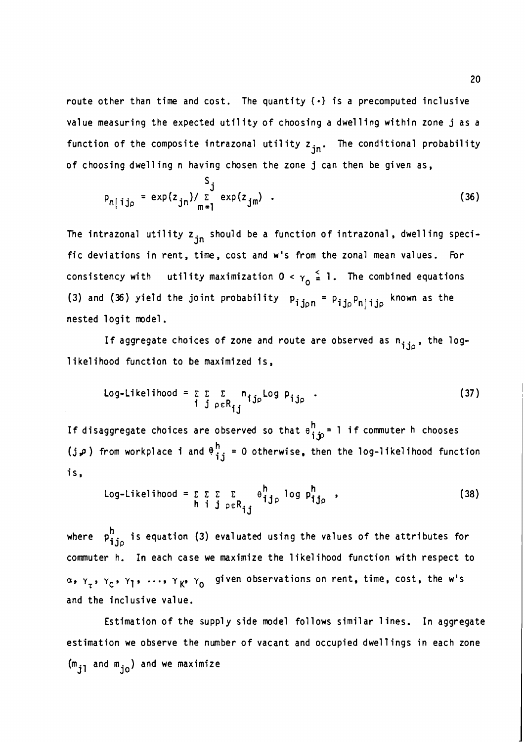route other than time and cost. The quantity $\{\cdot\}$ is a precomputed inclusive value measuring the expected utility of choosing a dwelling within zone j as a function of the composite intrazonal utility $z_{jn}$. The conditional probability of choosing dwelling n having chosen the zone j can then be given as,

$$P_{n|ij\rho} = \exp(z_{jn}) / \sum_{m=1}^{S_j} \exp(z_{jm}) \ . \tag{36}$$

The intrazonal utility $z_{jn}$ should be a function of intrazonal, dwelling specific deviations in rent, time, cost and w's from the zonal mean values. For consistency with utility maximization $0 < \gamma_o \leq 1$. The combined equations (3) and (36) yield the joint probability $P_{ij\rho n} = P_{ij\rho} P_{n|ij\rho}$ known as the nested logit model.

If aggregate choices of zone and route are observed as $n_{ij\rho}$, the log-likelihood function to be maximized is,

$$\text{Log-Likelihood} = \sum_i \sum_j \sum_{\rho \varepsilon R_{ij}} n_{ij\rho} \text{Log } P_{ij\rho} \ . \tag{37}$$

If disaggregate choices are observed so that $\theta_{ij\rho}^h = 1$ if commuter h chooses $(j, \rho)$ from workplace i and $\theta_{ij}^h = 0$ otherwise, then the log-likelihood function is,

$$\text{Log-Likelihood} = \sum_h \sum_i \sum_j \sum_{\rho \varepsilon R_{ij}} \theta_{ij\rho}^h \log P_{ij\rho}^h \ , \tag{38}$$

where $P_{ij\rho}^h$ is equation (3) evaluated using the values of the attributes for commuter h. In each case we maximize the likelihood function with respect to $\alpha, \gamma_\tau, \gamma_c, \gamma_1, \ldots, \gamma_K, \gamma_o$ given observations on rent, time, cost, the w's and the inclusive value.

Estimation of the supply side model follows similar lines. In aggregate estimation we observe the number of vacant and occupied dwellings in each zone ($m_{j1}$ and $m_{jo}$) and we maximize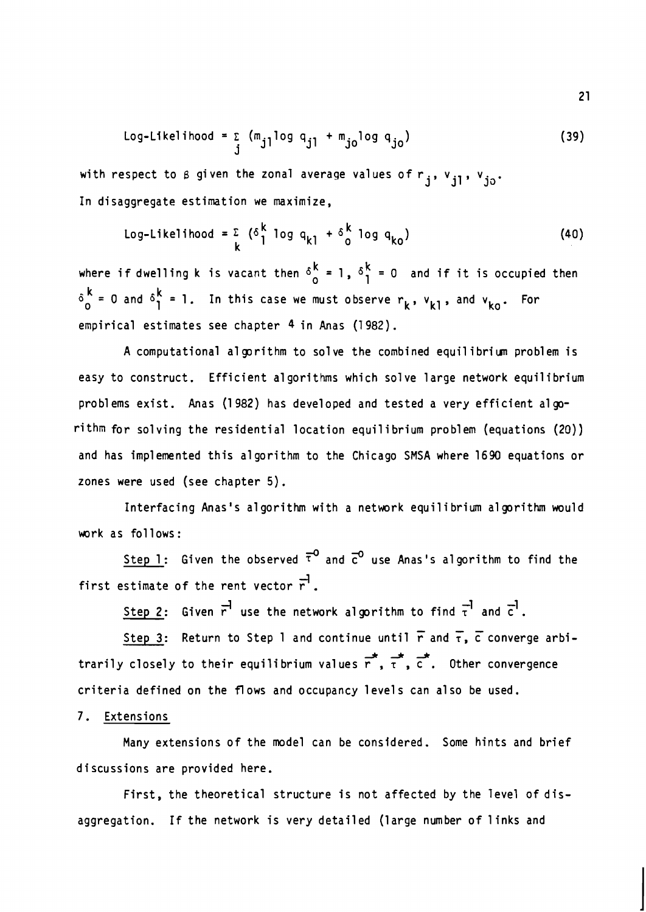$$\text{Log-Likelihood} = \sum_j (m_{j1} \log q_{j1} + m_{jo} \log q_{jo}) \tag{39}$$

with respect to $\beta$ given the zonal average values of $r_j$, $v_{j1}$, $v_{jo}$.

In disaggregate estimation we maximize,

$$\text{Log-Likelihood} = \sum_k (\delta_1^k \log q_{k1} + \delta_o^k \log q_{ko}) \tag{40}$$

where if dwelling k is vacant then $\delta_o^k = 1$, $\delta_1^k = 0$ and if it is occupied then $\delta_o^k = 0$ and $\delta_1^k = 1$. In this case we must observe $r_k$, $v_{k1}$, and $v_{ko}$. For empirical estimates see chapter 4 in Anas (1982).

A computational algorithm to solve the combined equilibrium problem is easy to construct. Efficient algorithms which solve large network equilibrium problems exist. Anas (1982) has developed and tested a very efficient algorithm for solving the residential location equilibrium problem (equations (20)) and has implemented this algorithm to the Chicago SMSA where 1690 equations or zones were used (see chapter 5).

Interfacing Anas's algorithm with a network equilibrium algorithm would work as follows:

Step 1: Given the observed $\vec{\tau}^0$ and $\vec{c}^0$ use Anas's algorithm to find the first estimate of the rent vector $\vec{r}^1$.

Step 2: Given $\vec{r}^1$ use the network algorithm to find $\vec{\tau}^1$ and $\vec{c}^1$.

Step 3: Return to Step 1 and continue until $\vec{r}$ and $\vec{\tau}$, $\vec{c}$ converge arbitrarily closely to their equilibrium values $\vec{r}^*$, $\vec{\tau}^*$, $\vec{c}^*$. Other convergence criteria defined on the flows and occupancy levels can also be used.

## 7. Extensions

Many extensions of the model can be considered. Some hints and brief discussions are provided here.

First, the theoretical structure is not affected by the level of disaggregation. If the network is very detailed (large number of links and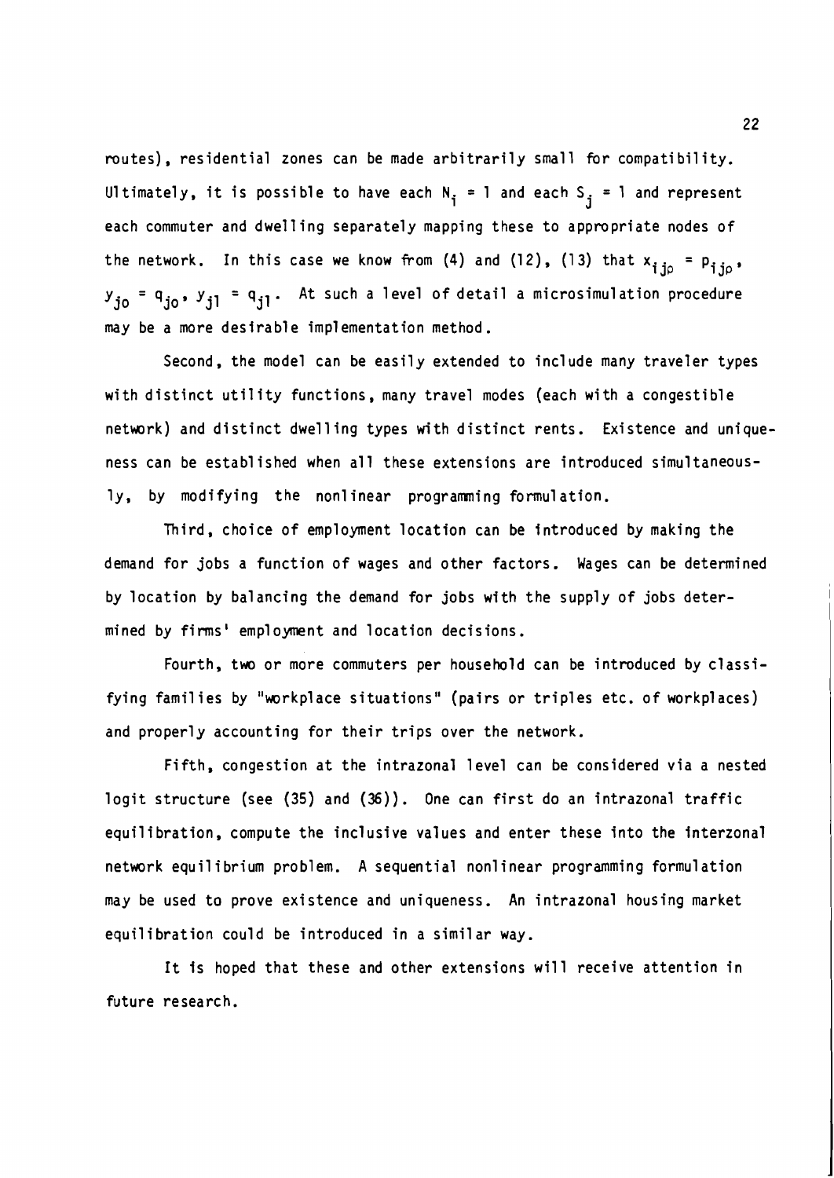routes), residential zones can be made arbitrarily small for compatibility. Ultimately, it is possible to have each $N_i = 1$ and each $S_j = 1$ and represent each commuter and dwelling separately mapping these to appropriate nodes of the network. In this case we know from (4) and (12), (13) that $x_{ij\rho} = p_{ij\rho}$, $y_{jo} = q_{jo}$, $y_{j1} = q_{j1}$. At such a level of detail a microsimulation procedure may be a more desirable implementation method.

Second, the model can be easily extended to include many traveler types with distinct utility functions, many travel modes (each with a congestible network) and distinct dwelling types with distinct rents. Existence and uniqueness can be established when all these extensions are introduced simultaneously, by modifying the nonlinear programming formulation.

Third, choice of employment location can be introduced by making the demand for jobs a function of wages and other factors. Wages can be determined by location by balancing the demand for jobs with the supply of jobs determined by firms' employment and location decisions.

Fourth, two or more commuters per household can be introduced by classifying families by "workplace situations" (pairs or triples etc. of workplaces) and properly accounting for their trips over the network.

Fifth, congestion at the intrazonal level can be considered via a nested logit structure (see (35) and (36)). One can first do an intrazonal traffic equilibration, compute the inclusive values and enter these into the interzonal network equilibrium problem. A sequential nonlinear programming formulation may be used to prove existence and uniqueness. An intrazonal housing market equilibration could be introduced in a similar way.

It is hoped that these and other extensions will receive attention in future research.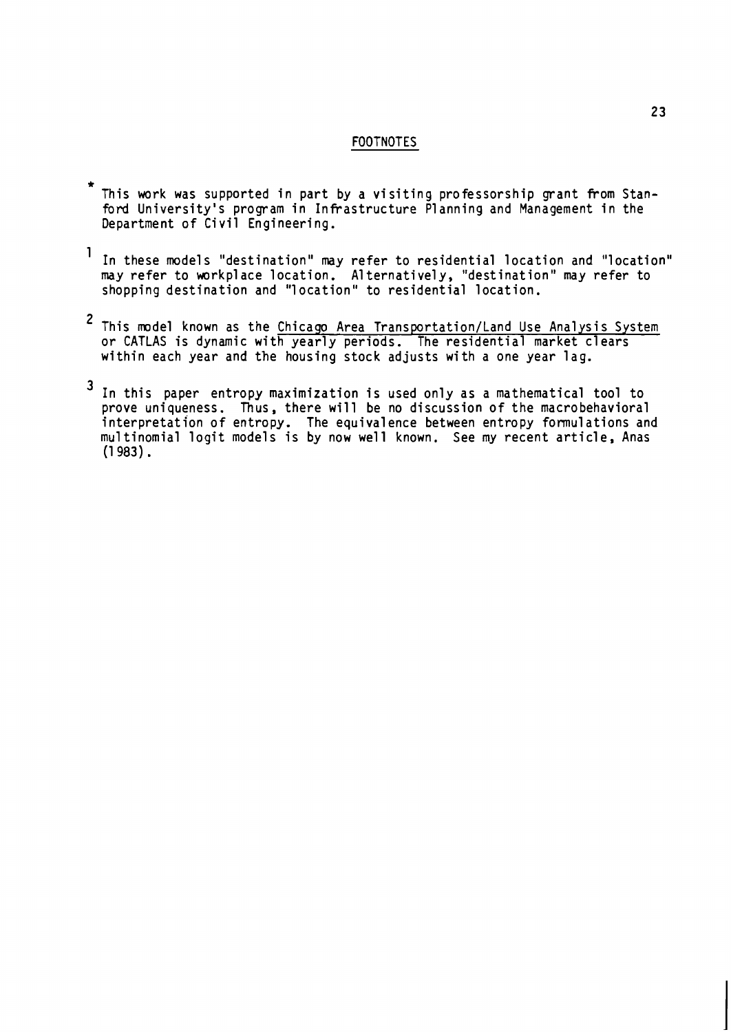## FOOTNOTES

[*] This work was supported in part by a visiting professorship grant from Stanford University's program in Infrastructure Planning and Management in the Department of Civil Engineering.

[1] In these models "destination" may refer to residential location and "location" may refer to workplace location. Alternatively, "destination" may refer to shopping destination and "location" to residential location.

[2] This model known as the Chicago Area Transportation/Land Use Analysis System or CATLAS is dynamic with yearly periods. The residential market clears within each year and the housing stock adjusts with a one year lag.

[3] In this paper entropy maximization is used only as a mathematical tool to prove uniqueness. Thus, there will be no discussion of the macrobehavioral interpretation of entropy. The equivalence between entropy formulations and multinomial logit models is by now well known. See my recent article, Anas (1983).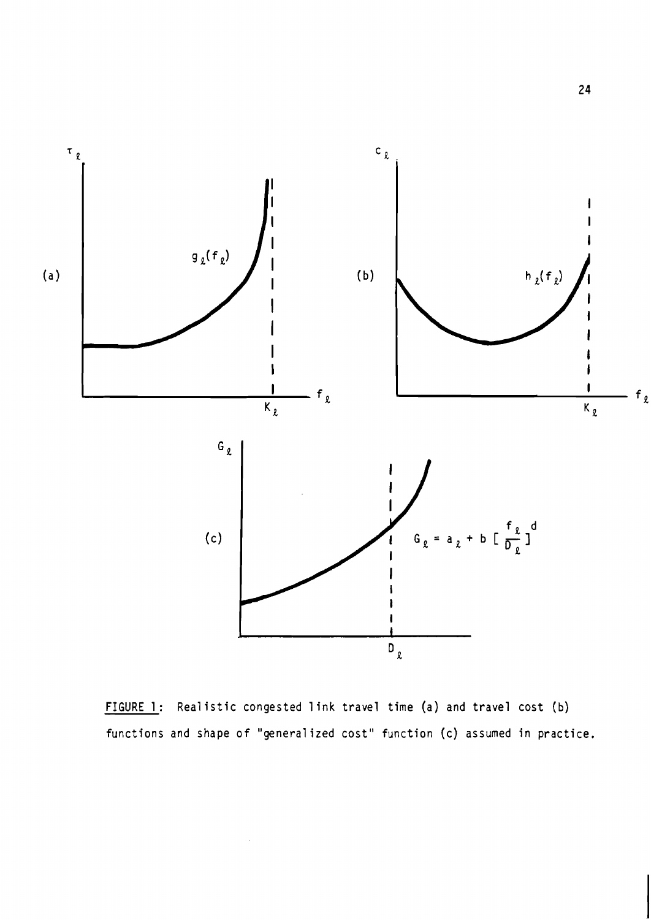FIGURE 1: Realistic congested link travel time (a) and travel cost (b) functions and shape of "generalized cost" function (c) assumed in practice.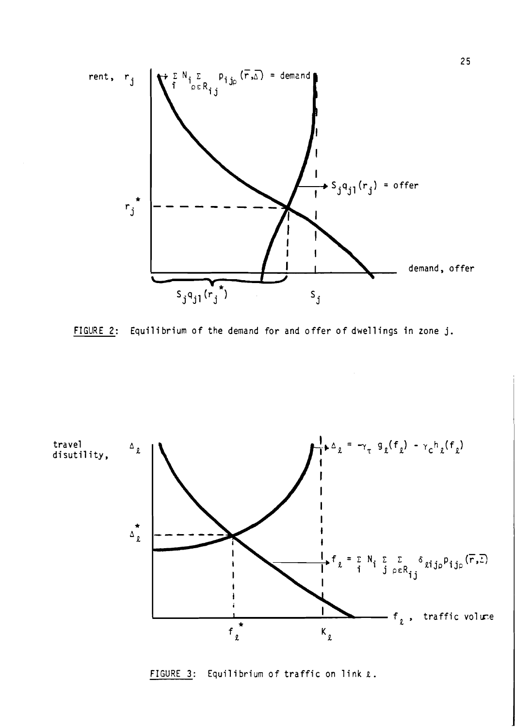FIGURE 2: Equilibrium of the demand for and offer of dwellings in zone j.

FIGURE 3: Equilibrium of traffic on link $\ell$.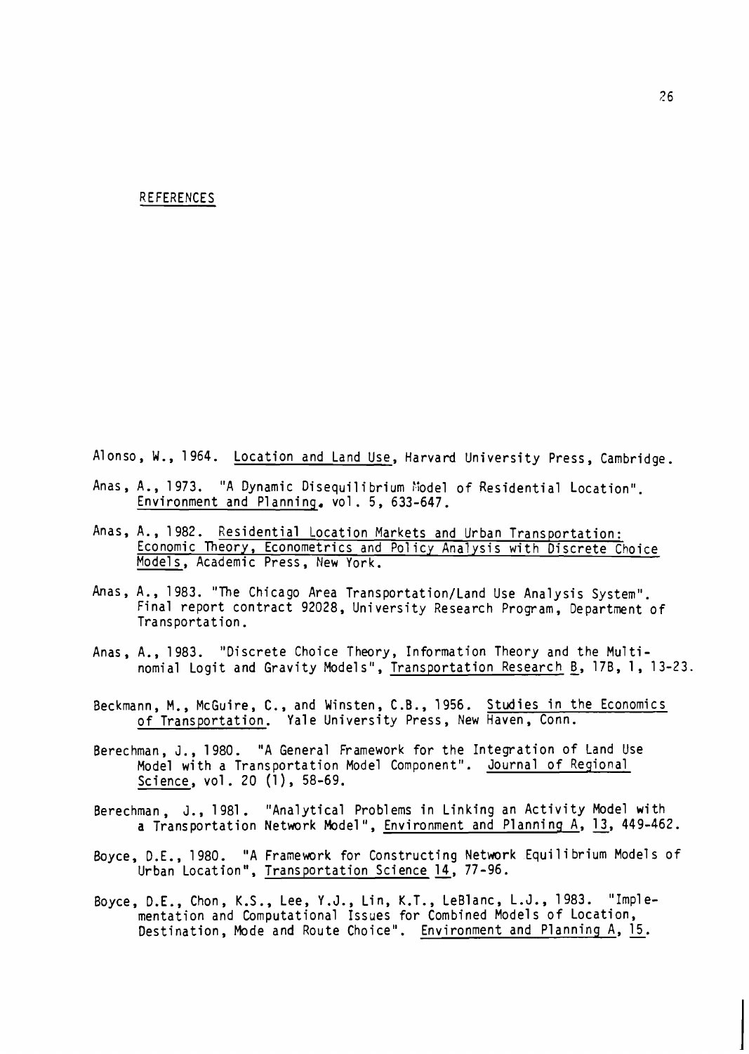## REFERENCES

Alonso, W., 1964. Location and Land Use, Harvard University Press, Cambridge.

Anas, A., 1973. "A Dynamic Disequilibrium Model of Residential Location". Environment and Planning, vol. 5, 633-647.

Anas, A., 1982. Residential Location Markets and Urban Transportation: Economic Theory, Econometrics and Policy Analysis with Discrete Choice Models, Academic Press, New York.

Anas, A., 1983. "The Chicago Area Transportation/Land Use Analysis System". Final report contract 92028, University Research Program, Department of Transportation.

Anas, A., 1983. "Discrete Choice Theory, Information Theory and the Multinomial Logit and Gravity Models", Transportation Research B, 17B, 1, 13-23.

Beckmann, M., McGuire, C., and Winsten, C.B., 1956. Studies in the Economics of Transportation. Yale University Press, New Haven, Conn.

Berechman, J., 1980. "A General Framework for the Integration of Land Use Model with a Transportation Model Component". Journal of Regional Science, vol. 20 (1), 58-69.

Berechman, J., 1981. "Analytical Problems in Linking an Activity Model with a Transportation Network Model", Environment and Planning A, 13, 449-462.

Boyce, D.E., 1980. "A Framework for Constructing Network Equilibrium Models of Urban Location", Transportation Science 14, 77-96.

Boyce, D.E., Chon, K.S., Lee, Y.J., Lin, K.T., LeBlanc, L.J., 1983. "Implementation and Computational Issues for Combined Models of Location, Destination, Mode and Route Choice". Environment and Planning A, 15.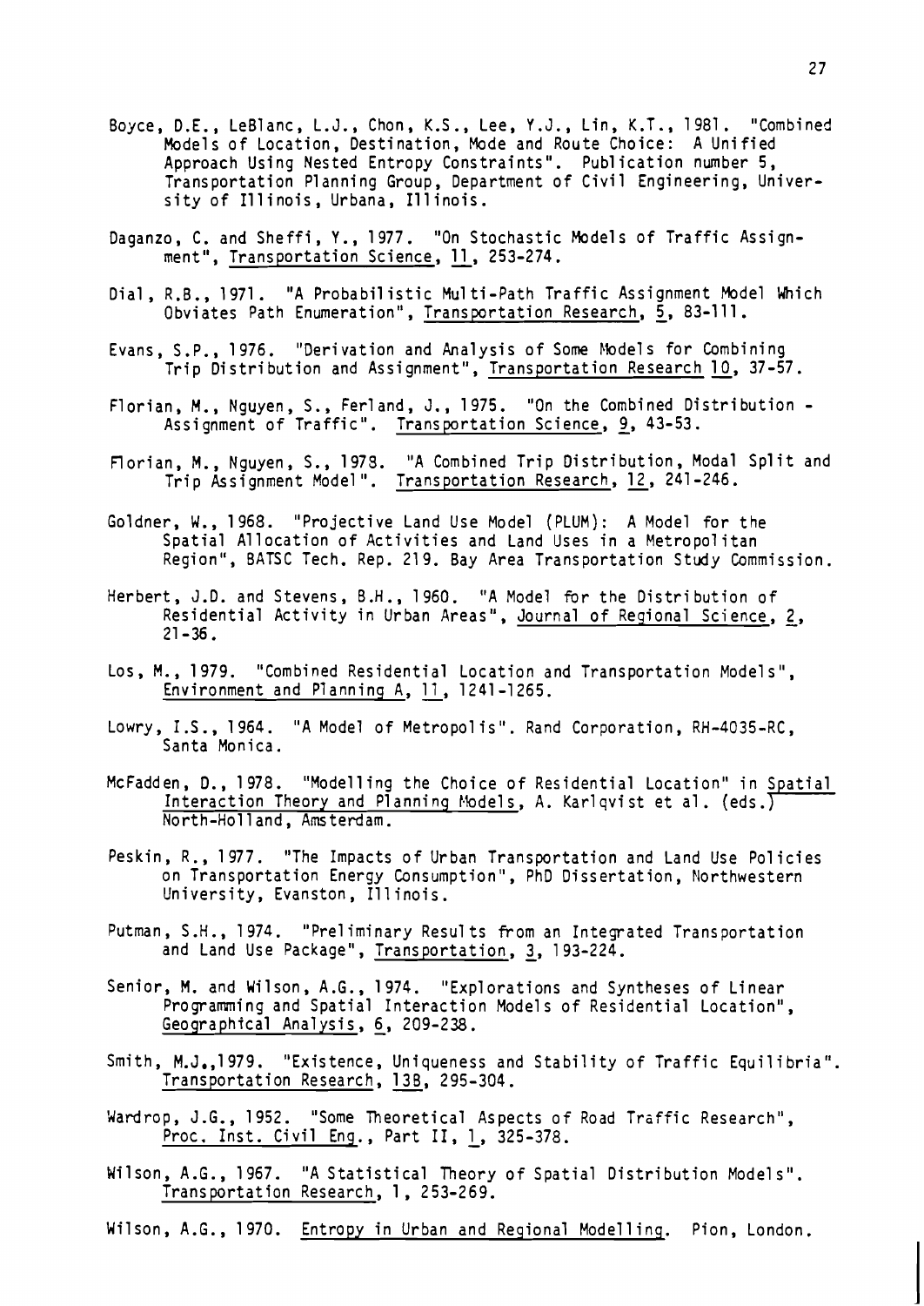Boyce, D.E., LeBlanc, L.J., Chon, K.S., Lee, Y.J., Lin, K.T., 1981. "Combined Models of Location, Destination, Mode and Route Choice: A Unified Approach Using Nested Entropy Constraints". Publication number 5, Transportation Planning Group, Department of Civil Engineering, University of Illinois, Urbana, Illinois.

Daganzo, C. and Sheffi, Y., 1977. "On Stochastic Models of Traffic Assignment", Transportation Science, 11, 253-274.

Dial, R.B., 1971. "A Probabilistic Multi-Path Traffic Assignment Model Which Obviates Path Enumeration", Transportation Research, 5, 83-111.

Evans, S.P., 1976. "Derivation and Analysis of Some Models for Combining Trip Distribution and Assignment", Transportation Research 10, 37-57.

Florian, M., Nguyen, S., Ferland, J., 1975. "On the Combined Distribution - Assignment of Traffic". Transportation Science, 9, 43-53.

Florian, M., Nguyen, S., 1978. "A Combined Trip Distribution, Modal Split and Trip Assignment Model". Transportation Research, 12, 241-246.

Goldner, W., 1968. "Projective Land Use Model (PLUM): A Model for the Spatial Allocation of Activities and Land Uses in a Metropolitan Region", BATSC Tech. Rep. 219. Bay Area Transportation Study Commission.

Herbert, J.D. and Stevens, B.H., 1960. "A Model for the Distribution of Residential Activity in Urban Areas", Journal of Regional Science, 2, 21-36.

Los, M., 1979. "Combined Residential Location and Transportation Models", Environment and Planning A, 11, 1241-1265.

Lowry, I.S., 1964. "A Model of Metropolis". Rand Corporation, RH-4035-RC, Santa Monica.

McFadden, D., 1978. "Modelling the Choice of Residential Location" in Spatial Interaction Theory and Planning Models, A. Karlqvist et al. (eds.) North-Holland, Amsterdam.

Peskin, R., 1977. "The Impacts of Urban Transportation and Land Use Policies on Transportation Energy Consumption", PhD Dissertation, Northwestern University, Evanston, Illinois.

Putman, S.H., 1974. "Preliminary Results from an Integrated Transportation and Land Use Package", Transportation, 3, 193-224.

Senior, M. and Wilson, A.G., 1974. "Explorations and Syntheses of Linear Programming and Spatial Interaction Models of Residential Location", Geographical Analysis, 6, 209-238.

Smith, M.J.,1979. "Existence, Uniqueness and Stability of Traffic Equilibria". Transportation Research, 13B, 295-304.

Wardrop, J.G., 1952. "Some Theoretical Aspects of Road Traffic Research", Proc. Inst. Civil Eng., Part II, 1, 325-378.

Wilson, A.G., 1967. "A Statistical Theory of Spatial Distribution Models". Transportation Research, 1, 253-269.

Wilson, A.G., 1970. Entropy in Urban and Regional Modelling. Pion, London.